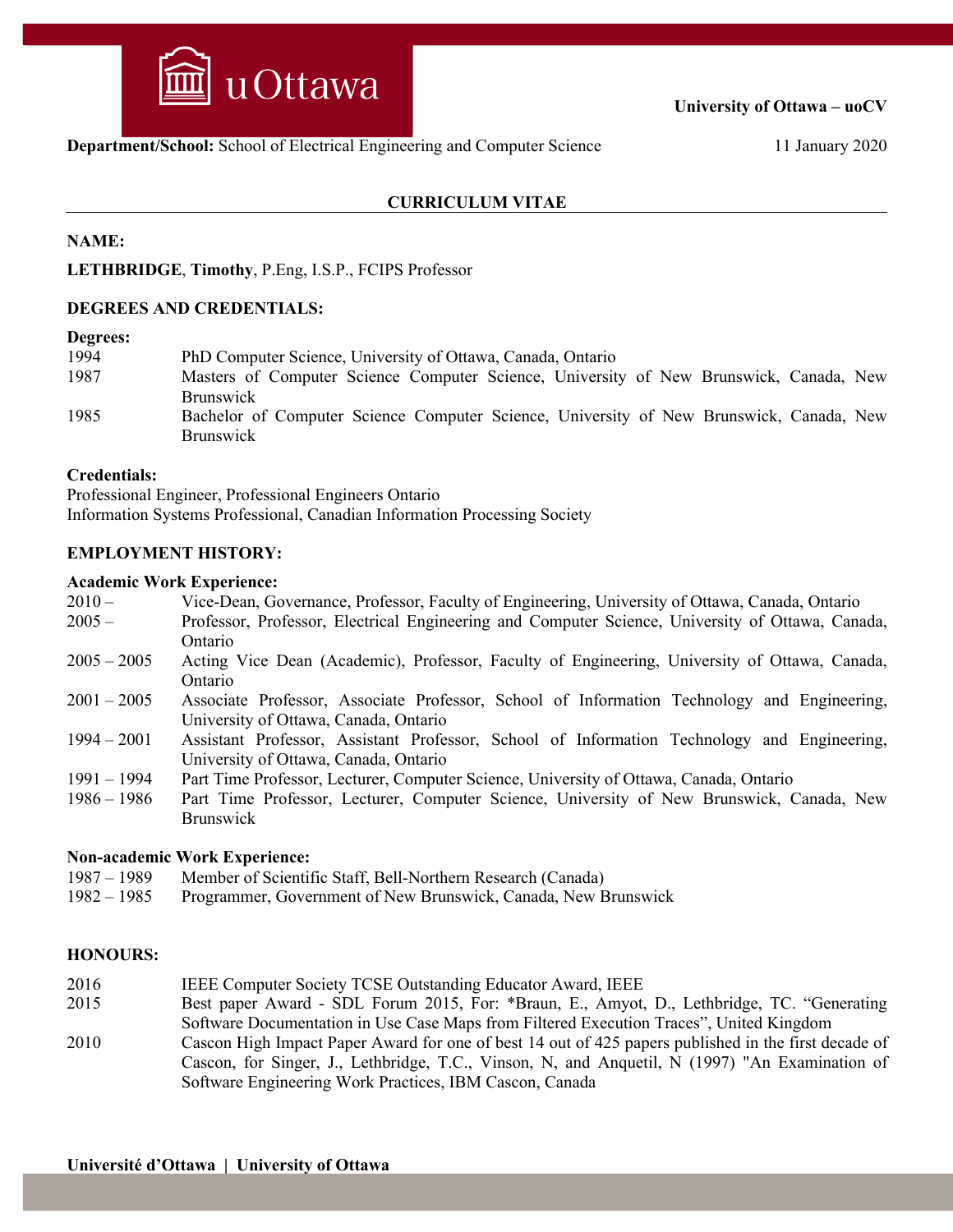**University of Ottawa – uoCV**

**Department/School:** School of Electrical Engineering and Computer Science 11 January 2020

## CURRICULUM VITAE

### NAME:

**LETHBRIDGE**, **Timothy**, P.Eng, I.S.P., FCIPS Professor

### DEGREES AND CREDENTIALS:

**Degrees:**

| | |
|---|---|
| 1994 | PhD Computer Science, University of Ottawa, Canada, Ontario |
| 1987 | Masters of Computer Science Computer Science, University of New Brunswick, Canada, New Brunswick |
| 1985 | Bachelor of Computer Science Computer Science, University of New Brunswick, Canada, New Brunswick |

**Credentials:**

Professional Engineer, Professional Engineers Ontario
Information Systems Professional, Canadian Information Processing Society

### EMPLOYMENT HISTORY:

**Academic Work Experience:**

| | |
|---|---|
| 2010 – | Vice-Dean, Governance, Professor, Faculty of Engineering, University of Ottawa, Canada, Ontario |
| 2005 – | Professor, Professor, Electrical Engineering and Computer Science, University of Ottawa, Canada, Ontario |
| 2005 – 2005 | Acting Vice Dean (Academic), Professor, Faculty of Engineering, University of Ottawa, Canada, Ontario |
| 2001 – 2005 | Associate Professor, Associate Professor, School of Information Technology and Engineering, University of Ottawa, Canada, Ontario |
| 1994 – 2001 | Assistant Professor, Assistant Professor, School of Information Technology and Engineering, University of Ottawa, Canada, Ontario |
| 1991 – 1994 | Part Time Professor, Lecturer, Computer Science, University of Ottawa, Canada, Ontario |
| 1986 – 1986 | Part Time Professor, Lecturer, Computer Science, University of New Brunswick, Canada, New Brunswick |

**Non-academic Work Experience:**

| | |
|---|---|
| 1987 – 1989 | Member of Scientific Staff, Bell-Northern Research (Canada) |
| 1982 – 1985 | Programmer, Government of New Brunswick, Canada, New Brunswick |

### HONOURS:

| | |
|---|---|
| 2016 | IEEE Computer Society TCSE Outstanding Educator Award, IEEE |
| 2015 | Best paper Award - SDL Forum 2015, For: *Braun, E., Amyot, D., Lethbridge, TC. “Generating Software Documentation in Use Case Maps from Filtered Execution Traces”, United Kingdom |
| 2010 | Cascon High Impact Paper Award for one of best 14 out of 425 papers published in the first decade of Cascon, for Singer, J., Lethbridge, T.C., Vinson, N, and Anquetil, N (1997) "An Examination of Software Engineering Work Practices, IBM Cascon, Canada |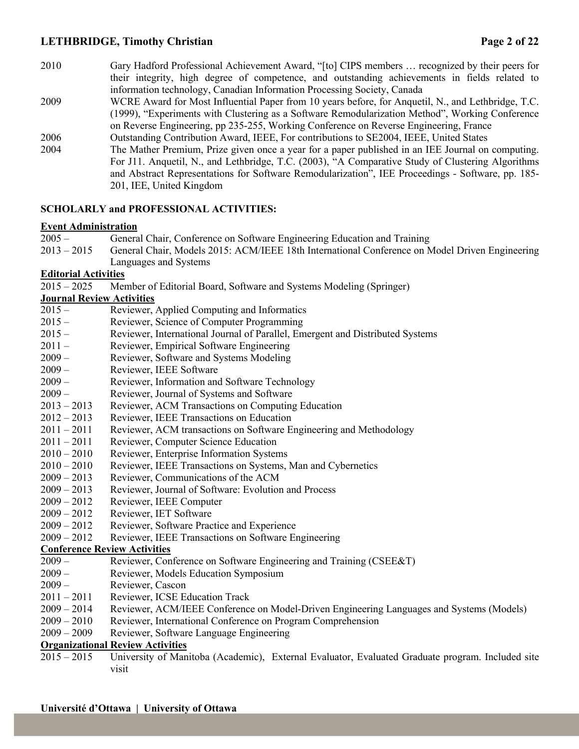2010 Gary Hadford Professional Achievement Award, "[to] CIPS members … recognized by their peers for their integrity, high degree of competence, and outstanding achievements in fields related to information technology, Canadian Information Processing Society, Canada

2009 WCRE Award for Most Influential Paper from 10 years before, for Anquetil, N., and Lethbridge, T.C. (1999), "Experiments with Clustering as a Software Remodularization Method", Working Conference on Reverse Engineering, pp 235-255, Working Conference on Reverse Engineering, France

2006 Outstanding Contribution Award, IEEE, For contributions to SE2004, IEEE, United States

2004 The Mather Premium, Prize given once a year for a paper published in an IEE Journal on computing. For J11. Anquetil, N., and Lethbridge, T.C. (2003), "A Comparative Study of Clustering Algorithms and Abstract Representations for Software Remodularization", IEE Proceedings - Software, pp. 185-201, IEE, United Kingdom

## SCHOLARLY and PROFESSIONAL ACTIVITIES:

### Event Administration

2005 – General Chair, Conference on Software Engineering Education and Training

2013 – 2015 General Chair, Models 2015: ACM/IEEE 18th International Conference on Model Driven Engineering Languages and Systems

### Editorial Activities

2015 – 2025 Member of Editorial Board, Software and Systems Modeling (Springer)

### Journal Review Activities

2015 – Reviewer, Applied Computing and Informatics

2015 – Reviewer, Science of Computer Programming

2015 – Reviewer, International Journal of Parallel, Emergent and Distributed Systems

2011 – Reviewer, Empirical Software Engineering

2009 – Reviewer, Software and Systems Modeling

2009 – Reviewer, IEEE Software

2009 – Reviewer, Information and Software Technology

2009 – Reviewer, Journal of Systems and Software

2013 – 2013 Reviewer, ACM Transactions on Computing Education

2012 – 2013 Reviewer, IEEE Transactions on Education

2011 – 2011 Reviewer, ACM transactions on Software Engineering and Methodology

2011 – 2011 Reviewer, Computer Science Education

2010 – 2010 Reviewer, Enterprise Information Systems

2010 – 2010 Reviewer, IEEE Transactions on Systems, Man and Cybernetics

2009 – 2013 Reviewer, Communications of the ACM

2009 – 2013 Reviewer, Journal of Software: Evolution and Process

2009 – 2012 Reviewer, IEEE Computer

2009 – 2012 Reviewer, IET Software

2009 – 2012 Reviewer, Software Practice and Experience

2009 – 2012 Reviewer, IEEE Transactions on Software Engineering

### Conference Review Activities

2009 – Reviewer, Conference on Software Engineering and Training (CSEE&T)

2009 – Reviewer, Models Education Symposium

2009 – Reviewer, Cascon

2011 – 2011 Reviewer, ICSE Education Track

2009 – 2014 Reviewer, ACM/IEEE Conference on Model-Driven Engineering Languages and Systems (Models)

2009 – 2010 Reviewer, International Conference on Program Comprehension

2009 – 2009 Reviewer, Software Language Engineering

### Organizational Review Activities

2015 – 2015 University of Manitoba (Academic), External Evaluator, Evaluated Graduate program. Included site visit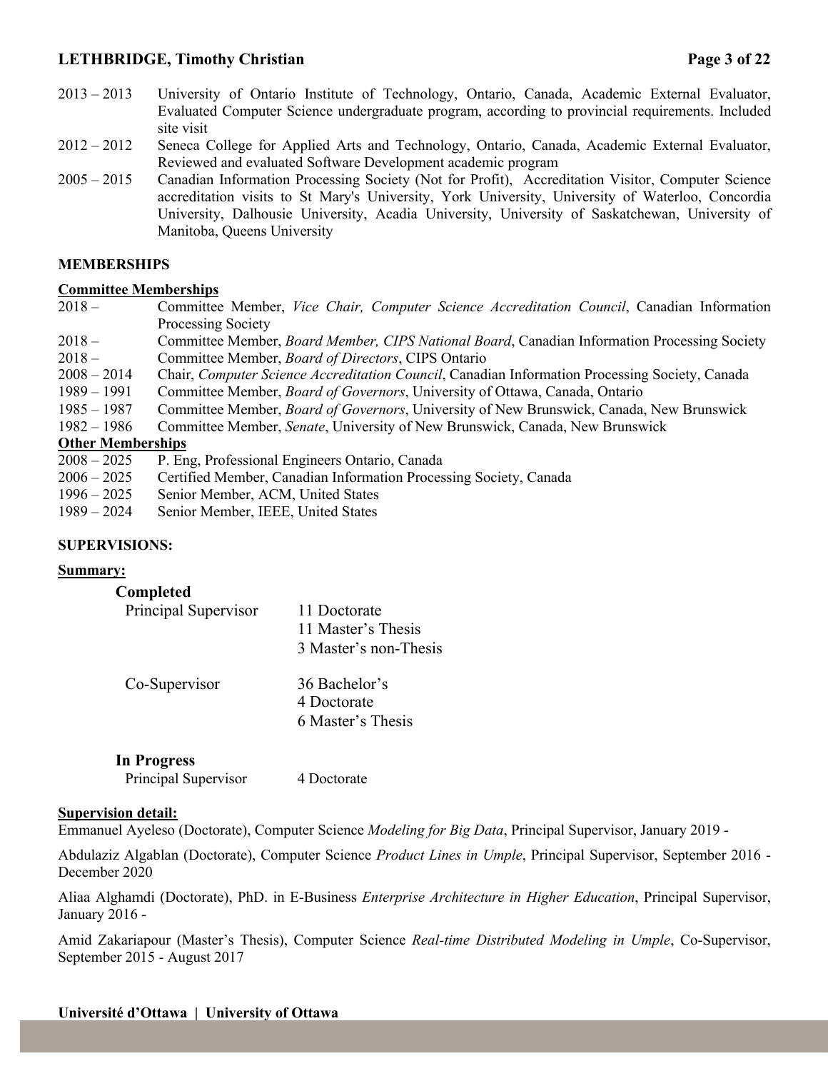2013 – 2013 University of Ontario Institute of Technology, Ontario, Canada, Academic External Evaluator, Evaluated Computer Science undergraduate program, according to provincial requirements. Included site visit

2012 – 2012 Seneca College for Applied Arts and Technology, Ontario, Canada, Academic External Evaluator, Reviewed and evaluated Software Development academic program

2005 – 2015 Canadian Information Processing Society (Not for Profit), Accreditation Visitor, Computer Science accreditation visits to St Mary's University, York University, University of Waterloo, Concordia University, Dalhousie University, Acadia University, University of Saskatchewan, University of Manitoba, Queens University

**MEMBERSHIPS**

**Committee Memberships**

2018 – Committee Member, *Vice Chair, Computer Science Accreditation Council*, Canadian Information Processing Society

2018 – Committee Member, *Board Member, CIPS National Board*, Canadian Information Processing Society

2018 – Committee Member, *Board of Directors*, CIPS Ontario

2008 – 2014 Chair, *Computer Science Accreditation Council*, Canadian Information Processing Society, Canada

1989 – 1991 Committee Member, *Board of Governors*, University of Ottawa, Canada, Ontario

1985 – 1987 Committee Member, *Board of Governors*, University of New Brunswick, Canada, New Brunswick

1982 – 1986 Committee Member, *Senate*, University of New Brunswick, Canada, New Brunswick

**Other Memberships**

2008 – 2025 P. Eng, Professional Engineers Ontario, Canada

2006 – 2025 Certified Member, Canadian Information Processing Society, Canada

1996 – 2025 Senior Member, ACM, United States

1989 – 2024 Senior Member, IEEE, United States

**SUPERVISIONS:**

**Summary:**

**Completed**

| | |
|---|---|
| Principal Supervisor | 11 Doctorate<br>11 Master's Thesis<br>3 Master's non-Thesis |
| Co-Supervisor | 36 Bachelor's<br>4 Doctorate<br>6 Master's Thesis |

**In Progress**

| | |
|---|---|
| Principal Supervisor | 4 Doctorate |

**Supervision detail:**

Emmanuel Ayeleso (Doctorate), Computer Science *Modeling for Big Data*, Principal Supervisor, January 2019 -

Abdulaziz Algablan (Doctorate), Computer Science *Product Lines in Umple*, Principal Supervisor, September 2016 - December 2020

Aliaa Alghamdi (Doctorate), PhD. in E-Business *Enterprise Architecture in Higher Education*, Principal Supervisor, January 2016 -

Amid Zakariapour (Master's Thesis), Computer Science *Real-time Distributed Modeling in Umple*, Co-Supervisor, September 2015 - August 2017

**Université d'Ottawa | University of Ottawa**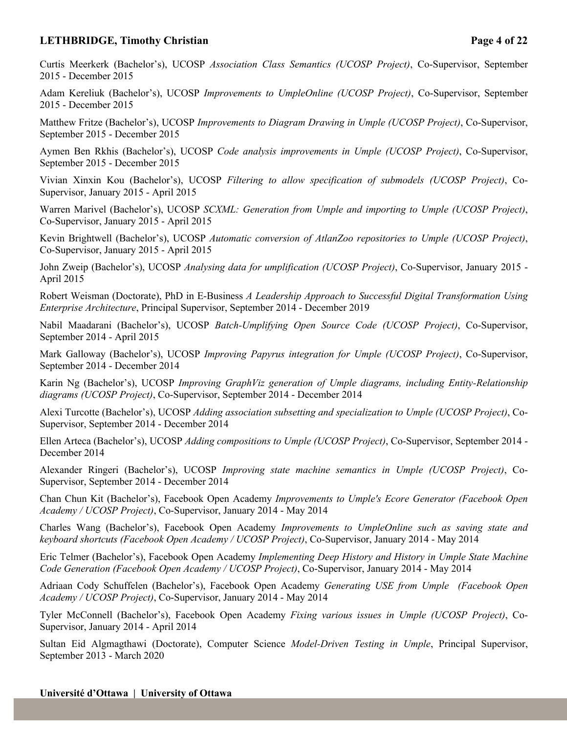Curtis Meerkerk (Bachelor’s), UCOSP *Association Class Semantics (UCOSP Project)*, Co-Supervisor, September 2015 - December 2015

Adam Kereliuk (Bachelor’s), UCOSP *Improvements to UmpleOnline (UCOSP Project)*, Co-Supervisor, September 2015 - December 2015

Matthew Fritze (Bachelor’s), UCOSP *Improvements to Diagram Drawing in Umple (UCOSP Project)*, Co-Supervisor, September 2015 - December 2015

Aymen Ben Rkhis (Bachelor’s), UCOSP *Code analysis improvements in Umple (UCOSP Project)*, Co-Supervisor, September 2015 - December 2015

Vivian Xinxin Kou (Bachelor’s), UCOSP *Filtering to allow specification of submodels (UCOSP Project)*, Co-Supervisor, January 2015 - April 2015

Warren Marivel (Bachelor’s), UCOSP *SCXML: Generation from Umple and importing to Umple (UCOSP Project)*, Co-Supervisor, January 2015 - April 2015

Kevin Brightwell (Bachelor’s), UCOSP *Automatic conversion of AtlanZoo repositories to Umple (UCOSP Project)*, Co-Supervisor, January 2015 - April 2015

John Zweip (Bachelor’s), UCOSP *Analysing data for umplification (UCOSP Project)*, Co-Supervisor, January 2015 - April 2015

Robert Weisman (Doctorate), PhD in E-Business *A Leadership Approach to Successful Digital Transformation Using Enterprise Architecture*, Principal Supervisor, September 2014 - December 2019

Nabil Maadarani (Bachelor’s), UCOSP *Batch-Umplifying Open Source Code (UCOSP Project)*, Co-Supervisor, September 2014 - April 2015

Mark Galloway (Bachelor’s), UCOSP *Improving Papyrus integration for Umple (UCOSP Project)*, Co-Supervisor, September 2014 - December 2014

Karin Ng (Bachelor’s), UCOSP *Improving GraphViz generation of Umple diagrams, including Entity-Relationship diagrams (UCOSP Project)*, Co-Supervisor, September 2014 - December 2014

Alexi Turcotte (Bachelor’s), UCOSP *Adding association subsetting and specialization to Umple (UCOSP Project)*, Co-Supervisor, September 2014 - December 2014

Ellen Arteca (Bachelor’s), UCOSP *Adding compositions to Umple (UCOSP Project)*, Co-Supervisor, September 2014 - December 2014

Alexander Ringeri (Bachelor’s), UCOSP *Improving state machine semantics in Umple (UCOSP Project)*, Co-Supervisor, September 2014 - December 2014

Chan Chun Kit (Bachelor’s), Facebook Open Academy *Improvements to Umple's Ecore Generator (Facebook Open Academy / UCOSP Project)*, Co-Supervisor, January 2014 - May 2014

Charles Wang (Bachelor’s), Facebook Open Academy *Improvements to UmpleOnline such as saving state and keyboard shortcuts (Facebook Open Academy / UCOSP Project)*, Co-Supervisor, January 2014 - May 2014

Eric Telmer (Bachelor’s), Facebook Open Academy *Implementing Deep History and History in Umple State Machine Code Generation (Facebook Open Academy / UCOSP Project)*, Co-Supervisor, January 2014 - May 2014

Adriaan Cody Schuffelen (Bachelor’s), Facebook Open Academy *Generating USE from Umple (Facebook Open Academy / UCOSP Project)*, Co-Supervisor, January 2014 - May 2014

Tyler McConnell (Bachelor’s), Facebook Open Academy *Fixing various issues in Umple (UCOSP Project)*, Co-Supervisor, January 2014 - April 2014

Sultan Eid Algmagthawi (Doctorate), Computer Science *Model-Driven Testing in Umple*, Principal Supervisor, September 2013 - March 2020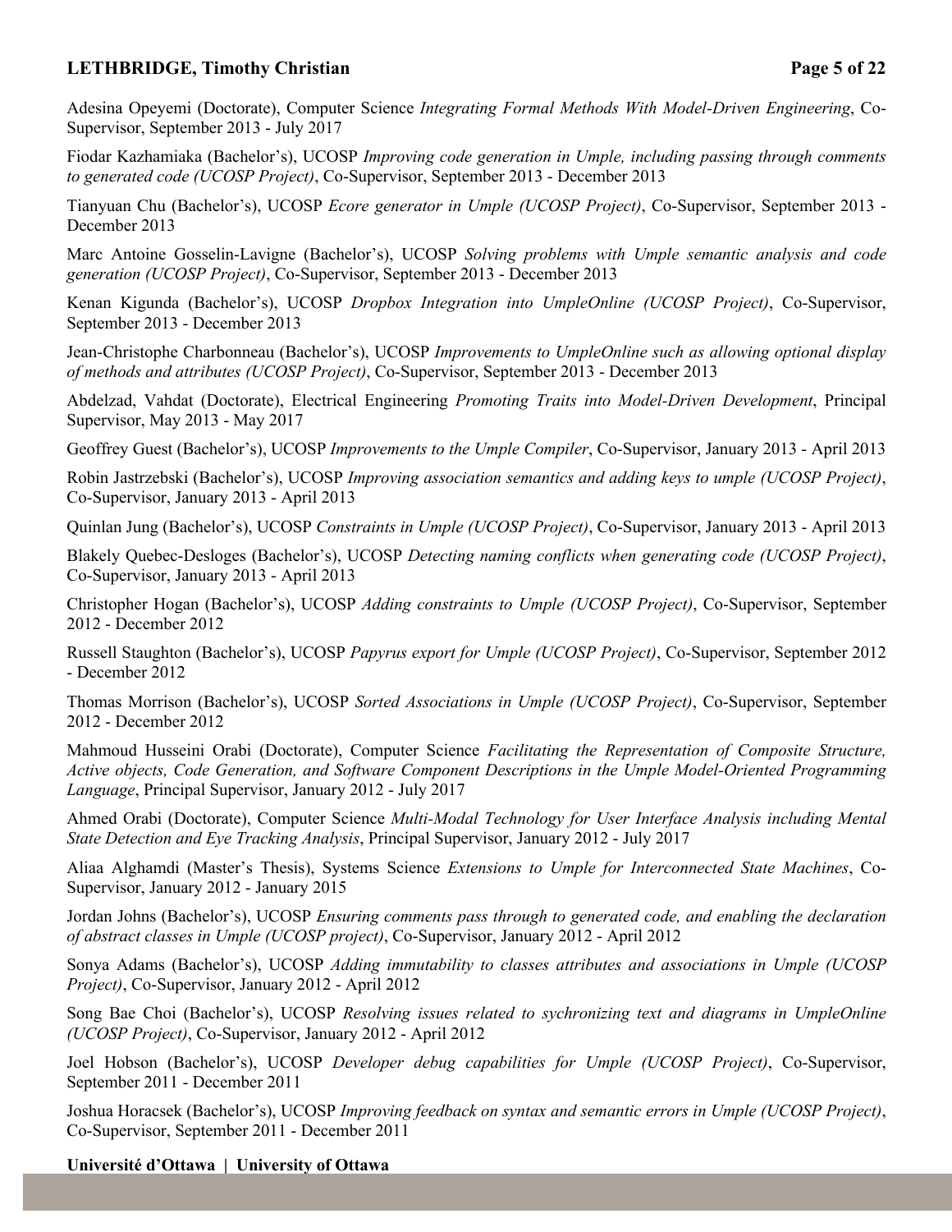Adesina Opeyemi (Doctorate), Computer Science *Integrating Formal Methods With Model-Driven Engineering*, Co-Supervisor, September 2013 - July 2017

Fiodar Kazhamiaka (Bachelor's), UCOSP *Improving code generation in Umple, including passing through comments to generated code (UCOSP Project)*, Co-Supervisor, September 2013 - December 2013

Tianyuan Chu (Bachelor's), UCOSP *Ecore generator in Umple (UCOSP Project)*, Co-Supervisor, September 2013 - December 2013

Marc Antoine Gosselin-Lavigne (Bachelor's), UCOSP *Solving problems with Umple semantic analysis and code generation (UCOSP Project)*, Co-Supervisor, September 2013 - December 2013

Kenan Kigunda (Bachelor's), UCOSP *Dropbox Integration into UmpleOnline (UCOSP Project)*, Co-Supervisor, September 2013 - December 2013

Jean-Christophe Charbonneau (Bachelor's), UCOSP *Improvements to UmpleOnline such as allowing optional display of methods and attributes (UCOSP Project)*, Co-Supervisor, September 2013 - December 2013

Abdelzad, Vahdat (Doctorate), Electrical Engineering *Promoting Traits into Model-Driven Development*, Principal Supervisor, May 2013 - May 2017

Geoffrey Guest (Bachelor's), UCOSP *Improvements to the Umple Compiler*, Co-Supervisor, January 2013 - April 2013

Robin Jastrzebski (Bachelor's), UCOSP *Improving association semantics and adding keys to umple (UCOSP Project)*, Co-Supervisor, January 2013 - April 2013

Quinlan Jung (Bachelor's), UCOSP *Constraints in Umple (UCOSP Project)*, Co-Supervisor, January 2013 - April 2013

Blakely Quebec-Desloges (Bachelor's), UCOSP *Detecting naming conflicts when generating code (UCOSP Project)*, Co-Supervisor, January 2013 - April 2013

Christopher Hogan (Bachelor's), UCOSP *Adding constraints to Umple (UCOSP Project)*, Co-Supervisor, September 2012 - December 2012

Russell Staughton (Bachelor's), UCOSP *Papyrus export for Umple (UCOSP Project)*, Co-Supervisor, September 2012 - December 2012

Thomas Morrison (Bachelor's), UCOSP *Sorted Associations in Umple (UCOSP Project)*, Co-Supervisor, September 2012 - December 2012

Mahmoud Husseini Orabi (Doctorate), Computer Science *Facilitating the Representation of Composite Structure, Active objects, Code Generation, and Software Component Descriptions in the Umple Model-Oriented Programming Language*, Principal Supervisor, January 2012 - July 2017

Ahmed Orabi (Doctorate), Computer Science *Multi-Modal Technology for User Interface Analysis including Mental State Detection and Eye Tracking Analysis*, Principal Supervisor, January 2012 - July 2017

Aliaa Alghamdi (Master's Thesis), Systems Science *Extensions to Umple for Interconnected State Machines*, Co-Supervisor, January 2012 - January 2015

Jordan Johns (Bachelor's), UCOSP *Ensuring comments pass through to generated code, and enabling the declaration of abstract classes in Umple (UCOSP project)*, Co-Supervisor, January 2012 - April 2012

Sonya Adams (Bachelor's), UCOSP *Adding immutability to classes attributes and associations in Umple (UCOSP Project)*, Co-Supervisor, January 2012 - April 2012

Song Bae Choi (Bachelor's), UCOSP *Resolving issues related to sychronizing text and diagrams in UmpleOnline (UCOSP Project)*, Co-Supervisor, January 2012 - April 2012

Joel Hobson (Bachelor's), UCOSP *Developer debug capabilities for Umple (UCOSP Project)*, Co-Supervisor, September 2011 - December 2011

Joshua Horacsek (Bachelor's), UCOSP *Improving feedback on syntax and semantic errors in Umple (UCOSP Project)*, Co-Supervisor, September 2011 - December 2011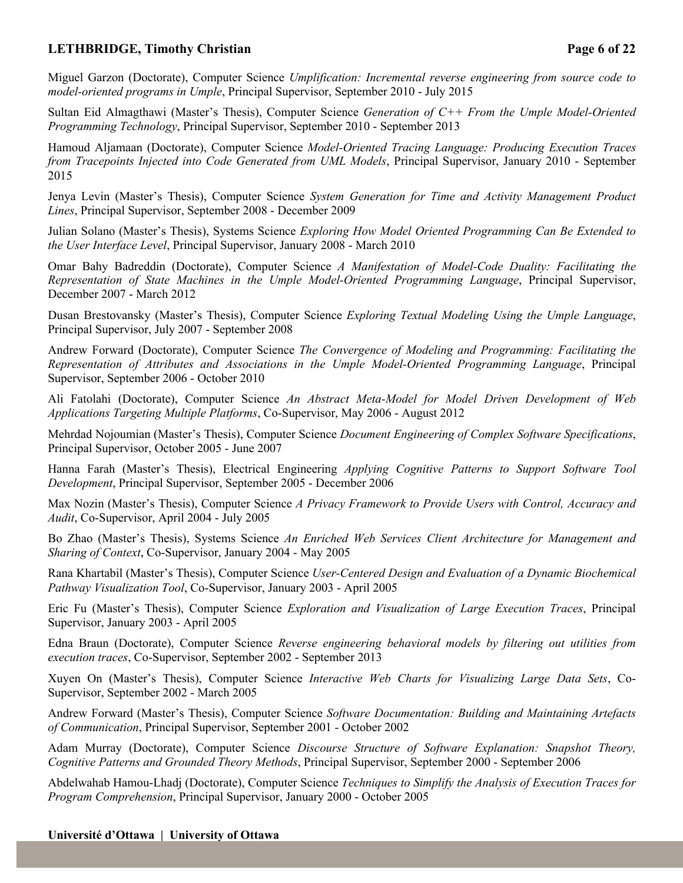Miguel Garzon (Doctorate), Computer Science *Umplification: Incremental reverse engineering from source code to model-oriented programs in Umple*, Principal Supervisor, September 2010 - July 2015

Sultan Eid Almagthawi (Master's Thesis), Computer Science *Generation of C++ From the Umple Model-Oriented Programming Technology*, Principal Supervisor, September 2010 - September 2013

Hamoud Aljamaan (Doctorate), Computer Science *Model-Oriented Tracing Language: Producing Execution Traces from Tracepoints Injected into Code Generated from UML Models*, Principal Supervisor, January 2010 - September 2015

Jenya Levin (Master's Thesis), Computer Science *System Generation for Time and Activity Management Product Lines*, Principal Supervisor, September 2008 - December 2009

Julian Solano (Master's Thesis), Systems Science *Exploring How Model Oriented Programming Can Be Extended to the User Interface Level*, Principal Supervisor, January 2008 - March 2010

Omar Bahy Badreddin (Doctorate), Computer Science *A Manifestation of Model-Code Duality: Facilitating the Representation of State Machines in the Umple Model-Oriented Programming Language*, Principal Supervisor, December 2007 - March 2012

Dusan Brestovansky (Master's Thesis), Computer Science *Exploring Textual Modeling Using the Umple Language*, Principal Supervisor, July 2007 - September 2008

Andrew Forward (Doctorate), Computer Science *The Convergence of Modeling and Programming: Facilitating the Representation of Attributes and Associations in the Umple Model-Oriented Programming Language*, Principal Supervisor, September 2006 - October 2010

Ali Fatolahi (Doctorate), Computer Science *An Abstract Meta-Model for Model Driven Development of Web Applications Targeting Multiple Platforms*, Co-Supervisor, May 2006 - August 2012

Mehrdad Nojoumian (Master's Thesis), Computer Science *Document Engineering of Complex Software Specifications*, Principal Supervisor, October 2005 - June 2007

Hanna Farah (Master's Thesis), Electrical Engineering *Applying Cognitive Patterns to Support Software Tool Development*, Principal Supervisor, September 2005 - December 2006

Max Nozin (Master's Thesis), Computer Science *A Privacy Framework to Provide Users with Control, Accuracy and Audit*, Co-Supervisor, April 2004 - July 2005

Bo Zhao (Master's Thesis), Systems Science *An Enriched Web Services Client Architecture for Management and Sharing of Context*, Co-Supervisor, January 2004 - May 2005

Rana Khartabil (Master's Thesis), Computer Science *User-Centered Design and Evaluation of a Dynamic Biochemical Pathway Visualization Tool*, Co-Supervisor, January 2003 - April 2005

Eric Fu (Master's Thesis), Computer Science *Exploration and Visualization of Large Execution Traces*, Principal Supervisor, January 2003 - April 2005

Edna Braun (Doctorate), Computer Science *Reverse engineering behavioral models by filtering out utilities from execution traces*, Co-Supervisor, September 2002 - September 2013

Xuyen On (Master's Thesis), Computer Science *Interactive Web Charts for Visualizing Large Data Sets*, Co-Supervisor, September 2002 - March 2005

Andrew Forward (Master's Thesis), Computer Science *Software Documentation: Building and Maintaining Artefacts of Communication*, Principal Supervisor, September 2001 - October 2002

Adam Murray (Doctorate), Computer Science *Discourse Structure of Software Explanation: Snapshot Theory, Cognitive Patterns and Grounded Theory Methods*, Principal Supervisor, September 2000 - September 2006

Abdelwahab Hamou-Lhadj (Doctorate), Computer Science *Techniques to Simplify the Analysis of Execution Traces for Program Comprehension*, Principal Supervisor, January 2000 - October 2005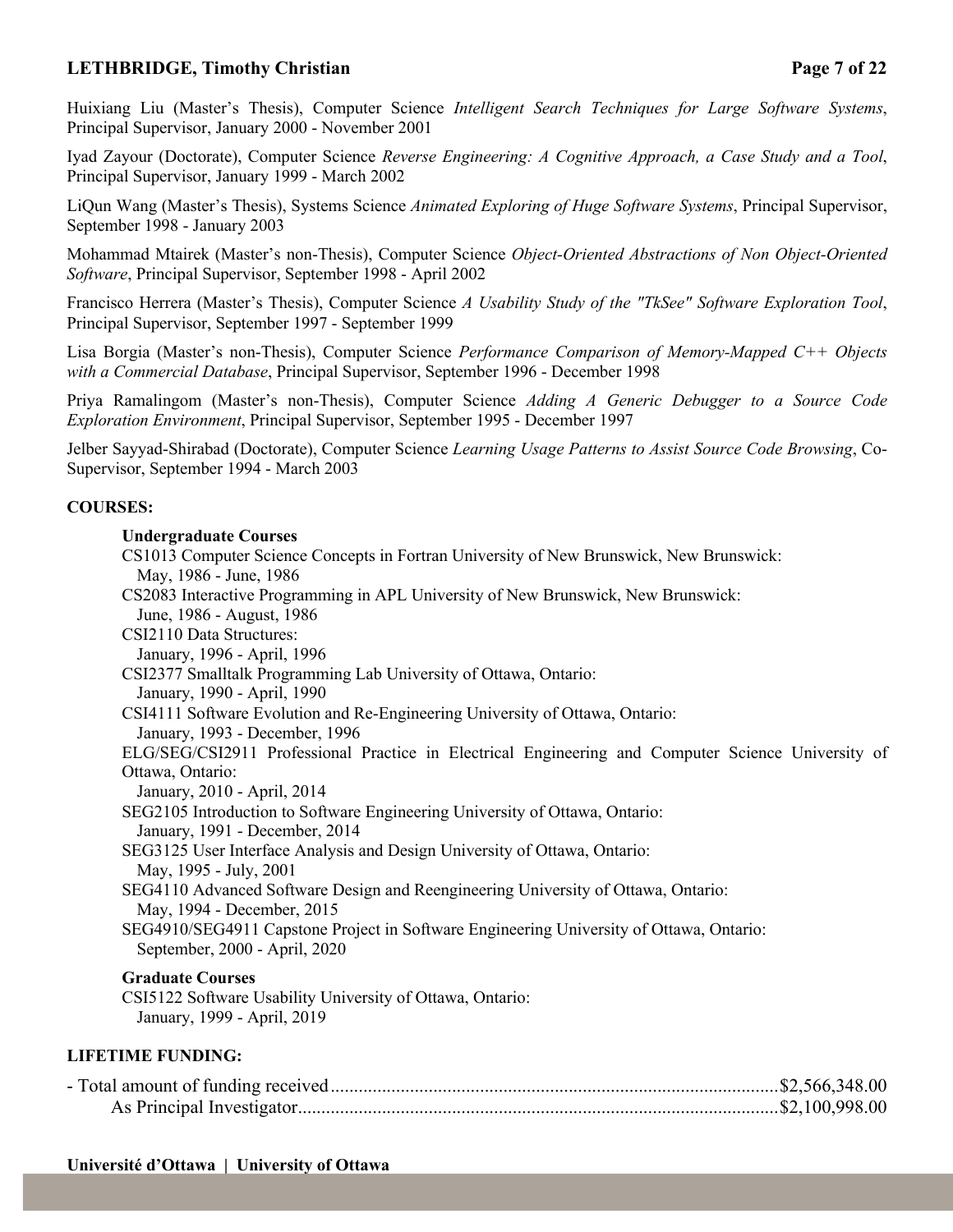Huixiang Liu (Master's Thesis), Computer Science *Intelligent Search Techniques for Large Software Systems*, Principal Supervisor, January 2000 - November 2001

Iyad Zayour (Doctorate), Computer Science *Reverse Engineering: A Cognitive Approach, a Case Study and a Tool*, Principal Supervisor, January 1999 - March 2002

LiQun Wang (Master's Thesis), Systems Science *Animated Exploring of Huge Software Systems*, Principal Supervisor, September 1998 - January 2003

Mohammad Mtairek (Master's non-Thesis), Computer Science *Object-Oriented Abstractions of Non Object-Oriented Software*, Principal Supervisor, September 1998 - April 2002

Francisco Herrera (Master's Thesis), Computer Science *A Usability Study of the "TkSee" Software Exploration Tool*, Principal Supervisor, September 1997 - September 1999

Lisa Borgia (Master's non-Thesis), Computer Science *Performance Comparison of Memory-Mapped C++ Objects with a Commercial Database*, Principal Supervisor, September 1996 - December 1998

Priya Ramalingom (Master's non-Thesis), Computer Science *Adding A Generic Debugger to a Source Code Exploration Environment*, Principal Supervisor, September 1995 - December 1997

Jelber Sayyad-Shirabad (Doctorate), Computer Science *Learning Usage Patterns to Assist Source Code Browsing*, Co-Supervisor, September 1994 - March 2003

## COURSES:

### Undergraduate Courses

CS1013 Computer Science Concepts in Fortran University of New Brunswick, New Brunswick:
May, 1986 - June, 1986

CS2083 Interactive Programming in APL University of New Brunswick, New Brunswick:
June, 1986 - August, 1986

CSI2110 Data Structures:
January, 1996 - April, 1996

CSI2377 Smalltalk Programming Lab University of Ottawa, Ontario:
January, 1990 - April, 1990

CSI4111 Software Evolution and Re-Engineering University of Ottawa, Ontario:
January, 1993 - December, 1996

ELG/SEG/CSI2911 Professional Practice in Electrical Engineering and Computer Science University of Ottawa, Ontario:
January, 2010 - April, 2014

SEG2105 Introduction to Software Engineering University of Ottawa, Ontario:
January, 1991 - December, 2014

SEG3125 User Interface Analysis and Design University of Ottawa, Ontario:
May, 1995 - July, 2001

SEG4110 Advanced Software Design and Reengineering University of Ottawa, Ontario:
May, 1994 - December, 2015

SEG4910/SEG4911 Capstone Project in Software Engineering University of Ottawa, Ontario:
September, 2000 - April, 2020

### Graduate Courses

CSI5122 Software Usability University of Ottawa, Ontario:
January, 1999 - April, 2019

## LIFETIME FUNDING:

- Total amount of funding received ................................................ $2,566,348.00
  - As Principal Investigator ................................................ $2,100,998.00

Université d'Ottawa | University of Ottawa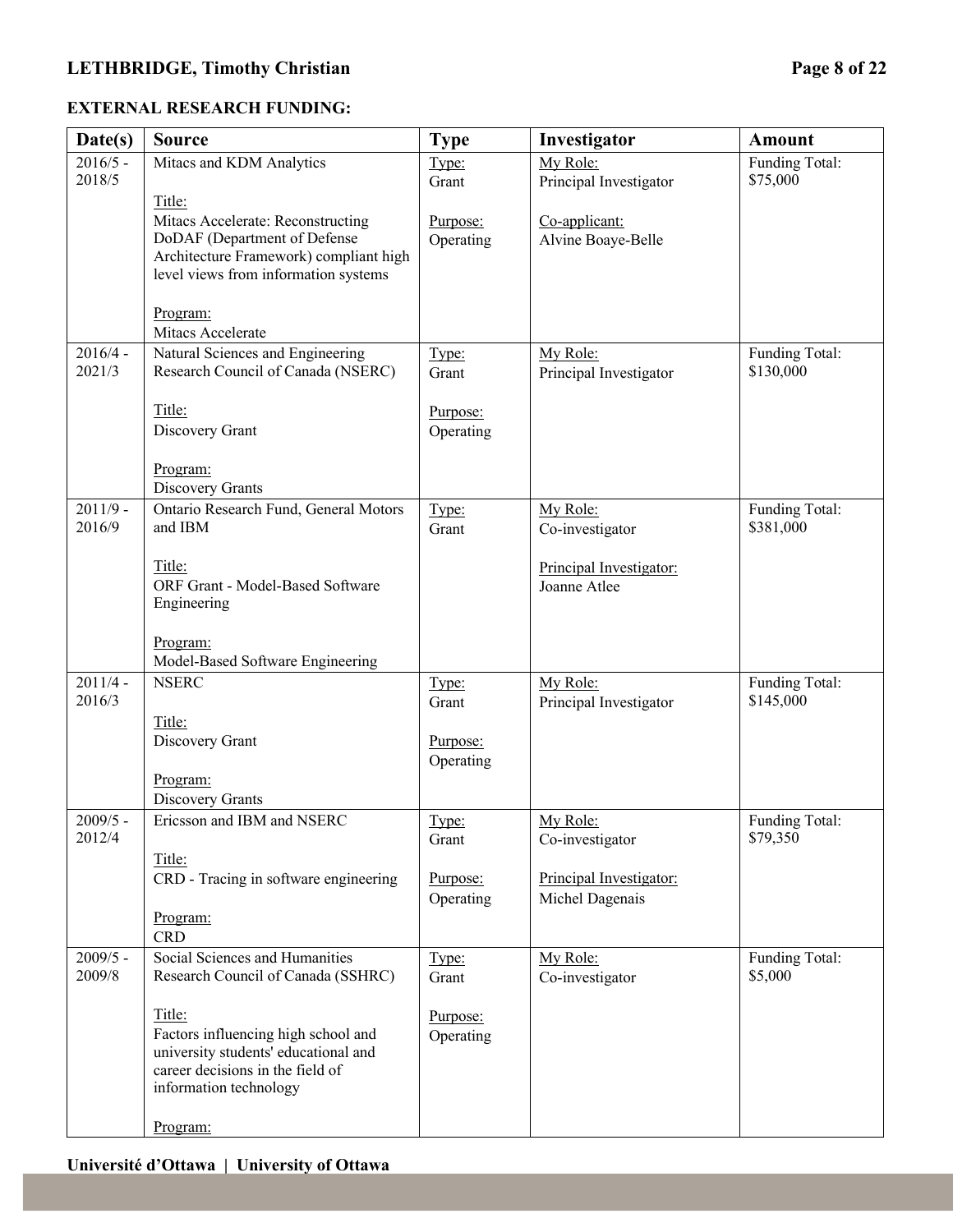**EXTERNAL RESEARCH FUNDING:**

| Date(s) | Source | Type | Investigator | Amount |
|---|---|---|---|---|
| 2016/5 - 2018/5 | Mitacs and KDM Analytics<br><br>Title:<br>Mitacs Accelerate: Reconstructing DoDAF (Department of Defense Architecture Framework) compliant high level views from information systems<br><br>Program:<br>Mitacs Accelerate | Type:<br>Grant<br><br>Purpose:<br>Operating | My Role:<br>Principal Investigator<br><br>Co-applicant:<br>Alvine Boaye-Belle | Funding Total:<br>$75,000 |
| 2016/4 - 2021/3 | Natural Sciences and Engineering Research Council of Canada (NSERC)<br><br>Title:<br>Discovery Grant<br><br>Program:<br>Discovery Grants | Type:<br>Grant<br><br>Purpose:<br>Operating | My Role:<br>Principal Investigator | Funding Total:<br>$130,000 |
| 2011/9 - 2016/9 | Ontario Research Fund, General Motors and IBM<br><br>Title:<br>ORF Grant - Model-Based Software Engineering<br><br>Program:<br>Model-Based Software Engineering | Type:<br>Grant | My Role:<br>Co-investigator<br><br>Principal Investigator:<br>Joanne Atlee | Funding Total:<br>$381,000 |
| 2011/4 - 2016/3 | NSERC<br><br>Title:<br>Discovery Grant<br><br>Program:<br>Discovery Grants | Type:<br>Grant<br><br>Purpose:<br>Operating | My Role:<br>Principal Investigator | Funding Total:<br>$145,000 |
| 2009/5 - 2012/4 | Ericsson and IBM and NSERC<br><br>Title:<br>CRD - Tracing in software engineering<br><br>Program:<br>CRD | Type:<br>Grant<br><br>Purpose:<br>Operating | My Role:<br>Co-investigator<br><br>Principal Investigator:<br>Michel Dagenais | Funding Total:<br>$79,350 |
| 2009/5 - 2009/8 | Social Sciences and Humanities Research Council of Canada (SSHRC)<br><br>Title:<br>Factors influencing high school and university students' educational and career decisions in the field of information technology<br><br>Program: | Type:<br>Grant<br><br>Purpose:<br>Operating | My Role:<br>Co-investigator | Funding Total:<br>$5,000 |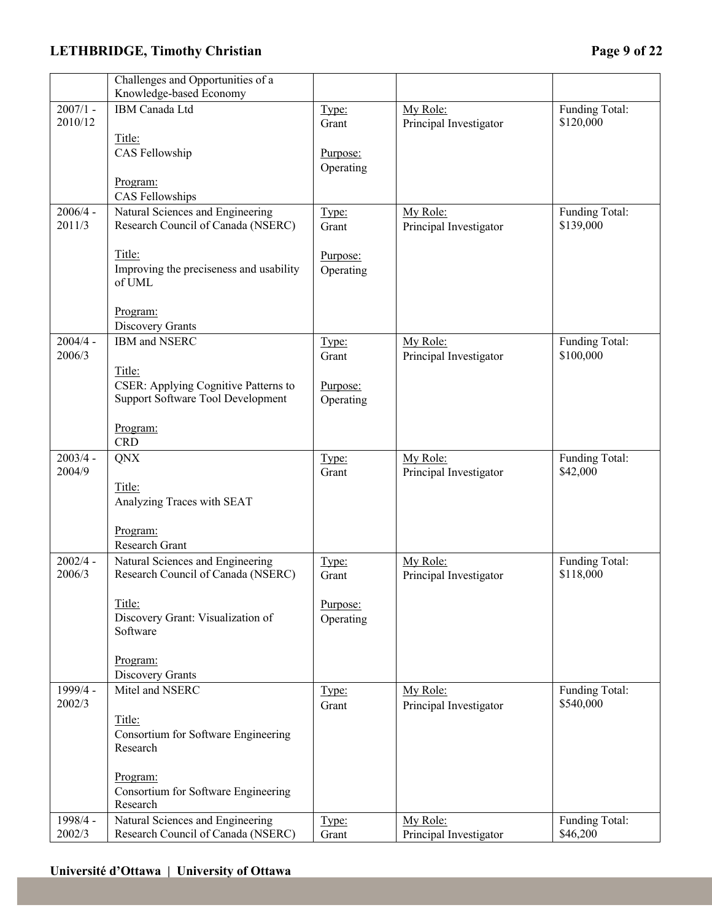| | | | | |
|---|---|---|---|---|
| | Challenges and Opportunities of a Knowledge-based Economy | | | |
| 2007/1 - 2010/12 | IBM Canada Ltd<br><br>Title:<br>CAS Fellowship<br><br>Program:<br>CAS Fellowships | Type:<br>Grant<br><br>Purpose:<br>Operating | My Role:<br>Principal Investigator | Funding Total:<br>$120,000 |
| 2006/4 - 2011/3 | Natural Sciences and Engineering Research Council of Canada (NSERC)<br><br>Title:<br>Improving the preciseness and usability of UML<br><br>Program:<br>Discovery Grants | Type:<br>Grant<br><br>Purpose:<br>Operating | My Role:<br>Principal Investigator | Funding Total:<br>$139,000 |
| 2004/4 - 2006/3 | IBM and NSERC<br><br>Title:<br>CSER: Applying Cognitive Patterns to Support Software Tool Development<br><br>Program:<br>CRD | Type:<br>Grant<br><br>Purpose:<br>Operating | My Role:<br>Principal Investigator | Funding Total:<br>$100,000 |
| 2003/4 - 2004/9 | QNX<br><br>Title:<br>Analyzing Traces with SEAT<br><br>Program:<br>Research Grant | Type:<br>Grant | My Role:<br>Principal Investigator | Funding Total:<br>$42,000 |
| 2002/4 - 2006/3 | Natural Sciences and Engineering Research Council of Canada (NSERC)<br><br>Title:<br>Discovery Grant: Visualization of Software<br><br>Program:<br>Discovery Grants | Type:<br>Grant<br><br>Purpose:<br>Operating | My Role:<br>Principal Investigator | Funding Total:<br>$118,000 |
| 1999/4 - 2002/3 | Mitel and NSERC<br><br>Title:<br>Consortium for Software Engineering Research<br><br>Program:<br>Consortium for Software Engineering Research | Type:<br>Grant | My Role:<br>Principal Investigator | Funding Total:<br>$540,000 |
| 1998/4 - 2002/3 | Natural Sciences and Engineering Research Council of Canada (NSERC) | Type:<br>Grant | My Role:<br>Principal Investigator | Funding Total:<br>$46,200 |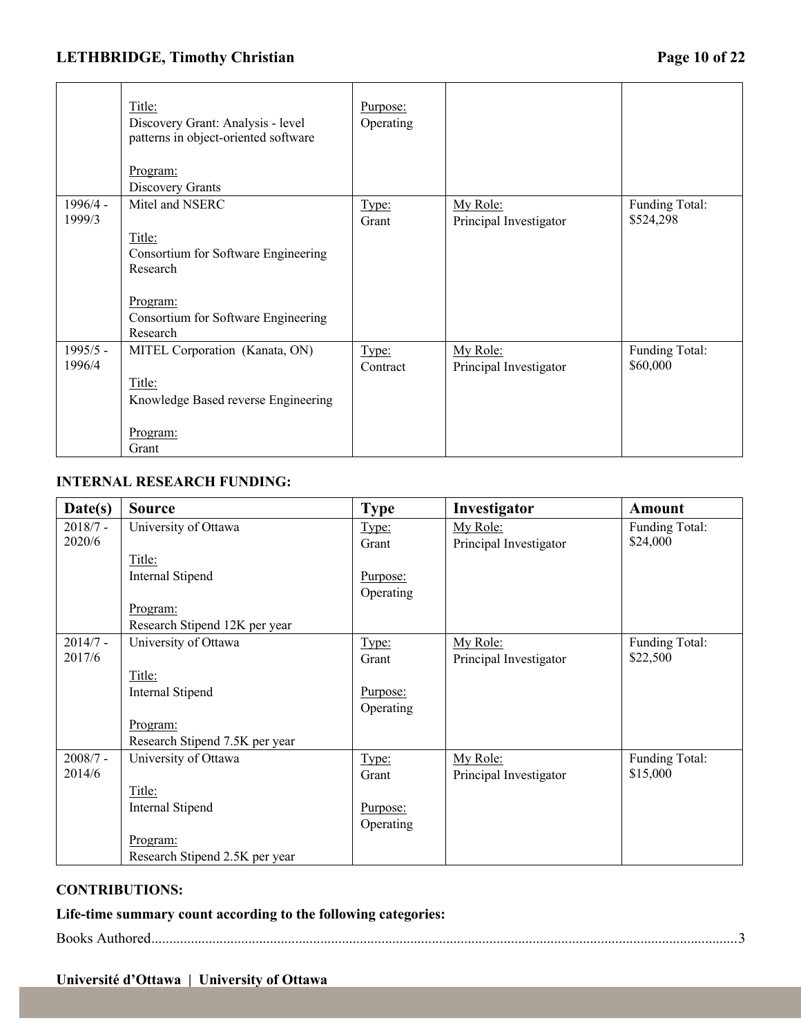| | | | | |
|---|---|---|---|---|
| | Title:<br>Discovery Grant: Analysis - level patterns in object-oriented software<br><br>Program:<br>Discovery Grants | Purpose:<br>Operating | | |
| 1996/4 - 1999/3 | Mitel and NSERC<br><br>Title:<br>Consortium for Software Engineering Research<br><br>Program:<br>Consortium for Software Engineering Research | Type:<br>Grant | My Role:<br>Principal Investigator | Funding Total:<br>$524,298 |
| 1995/5 - 1996/4 | MITEL Corporation (Kanata, ON)<br><br>Title:<br>Knowledge Based reverse Engineering<br><br>Program:<br>Grant | Type:<br>Contract | My Role:<br>Principal Investigator | Funding Total:<br>$60,000 |

### INTERNAL RESEARCH FUNDING:

| Date(s) | Source | Type | Investigator | Amount |
|---|---|---|---|---|
| 2018/7 - 2020/6 | University of Ottawa<br><br>Title:<br>Internal Stipend<br><br>Program:<br>Research Stipend 12K per year | Type:<br>Grant<br><br>Purpose:<br>Operating | My Role:<br>Principal Investigator | Funding Total:<br>$24,000 |
| 2014/7 - 2017/6 | University of Ottawa<br><br>Title:<br>Internal Stipend<br><br>Program:<br>Research Stipend 7.5K per year | Type:<br>Grant<br><br>Purpose:<br>Operating | My Role:<br>Principal Investigator | Funding Total:<br>$22,500 |
| 2008/7 - 2014/6 | University of Ottawa<br><br>Title:<br>Internal Stipend<br><br>Program:<br>Research Stipend 2.5K per year | Type:<br>Grant<br><br>Purpose:<br>Operating | My Role:<br>Principal Investigator | Funding Total:<br>$15,000 |

### CONTRIBUTIONS:

**Life-time summary count according to the following categories:**

Books Authored........................................................................................................3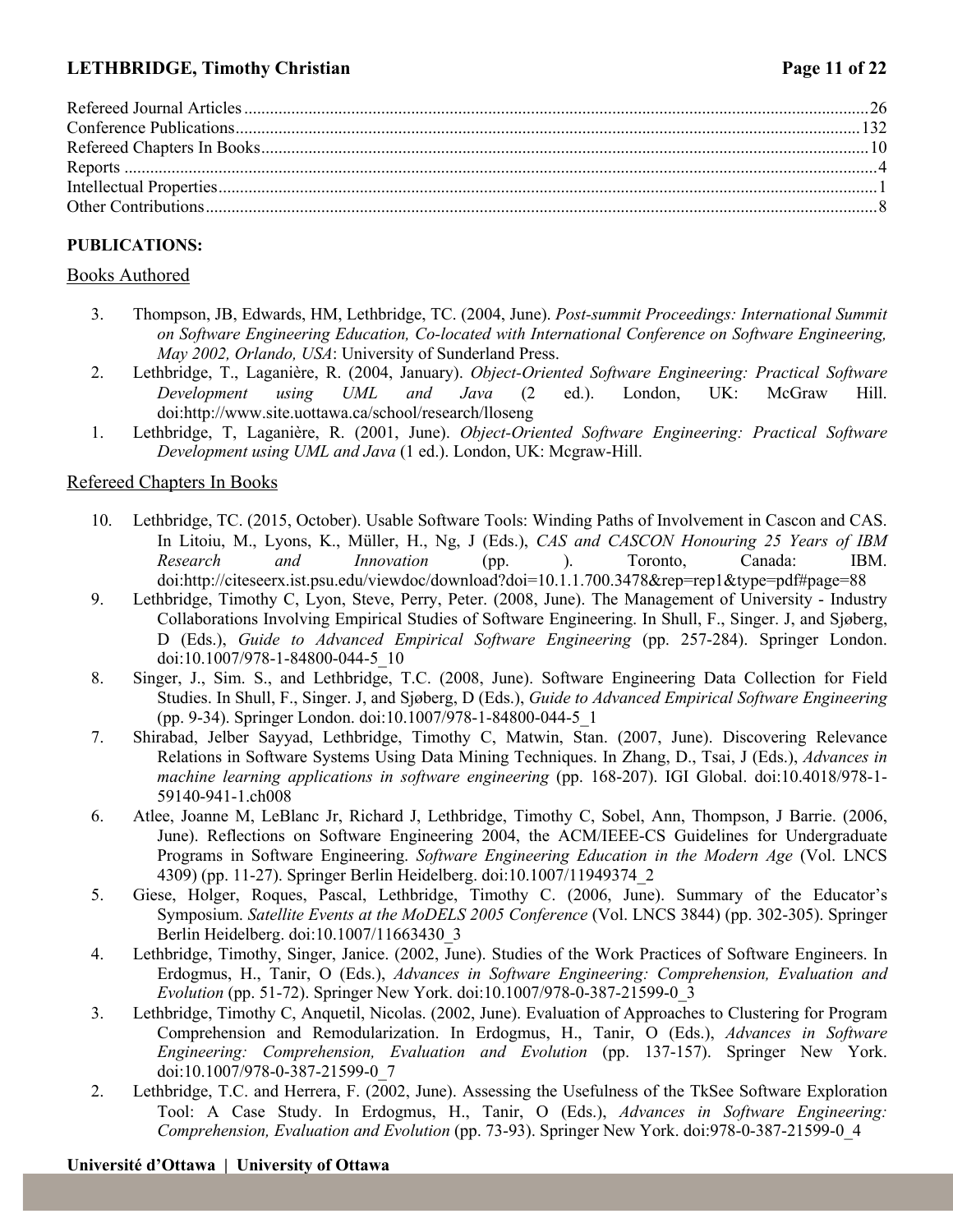| | |
|---|---|
| Refereed Journal Articles | 26 |
| Conference Publications | 132 |
| Refereed Chapters In Books | 10 |
| Reports | 4 |
| Intellectual Properties | 1 |
| Other Contributions | 8 |

**PUBLICATIONS:**

## Books Authored

3. Thompson, JB, Edwards, HM, Lethbridge, TC. (2004, June). *Post-summit Proceedings: International Summit on Software Engineering Education, Co-located with International Conference on Software Engineering, May 2002, Orlando, USA*: University of Sunderland Press.
2. Lethbridge, T., Laganière, R. (2004, January). *Object-Oriented Software Engineering: Practical Software Development using UML and Java* (2 ed.). London, UK: McGraw Hill. doi:http://www.site.uottawa.ca/school/research/lloseng
1. Lethbridge, T, Laganière, R. (2001, June). *Object-Oriented Software Engineering: Practical Software Development using UML and Java* (1 ed.). London, UK: Mcgraw-Hill.

## Refereed Chapters In Books

10. Lethbridge, TC. (2015, October). Usable Software Tools: Winding Paths of Involvement in Cascon and CAS. In Litoiu, M., Lyons, K., Müller, H., Ng, J (Eds.), *CAS and CASCON Honouring 25 Years of IBM Research and Innovation* (pp. ). Toronto, Canada: IBM. doi:http://citeseerx.ist.psu.edu/viewdoc/download?doi=10.1.1.700.3478&rep=rep1&type=pdf#page=88
9. Lethbridge, Timothy C, Lyon, Steve, Perry, Peter. (2008, June). The Management of University - Industry Collaborations Involving Empirical Studies of Software Engineering. In Shull, F., Singer. J, and Sjøberg, D (Eds.), *Guide to Advanced Empirical Software Engineering* (pp. 257-284). Springer London. doi:10.1007/978-1-84800-044-5_10
8. Singer, J., Sim. S., and Lethbridge, T.C. (2008, June). Software Engineering Data Collection for Field Studies. In Shull, F., Singer. J, and Sjøberg, D (Eds.), *Guide to Advanced Empirical Software Engineering* (pp. 9-34). Springer London. doi:10.1007/978-1-84800-044-5_1
7. Shirabad, Jelber Sayyad, Lethbridge, Timothy C, Matwin, Stan. (2007, June). Discovering Relevance Relations in Software Systems Using Data Mining Techniques. In Zhang, D., Tsai, J (Eds.), *Advances in machine learning applications in software engineering* (pp. 168-207). IGI Global. doi:10.4018/978-1-59140-941-1.ch008
6. Atlee, Joanne M, LeBlanc Jr, Richard J, Lethbridge, Timothy C, Sobel, Ann, Thompson, J Barrie. (2006, June). Reflections on Software Engineering 2004, the ACM/IEEE-CS Guidelines for Undergraduate Programs in Software Engineering. *Software Engineering Education in the Modern Age* (Vol. LNCS 4309) (pp. 11-27). Springer Berlin Heidelberg. doi:10.1007/11949374_2
5. Giese, Holger, Roques, Pascal, Lethbridge, Timothy C. (2006, June). Summary of the Educator's Symposium. *Satellite Events at the MoDELS 2005 Conference* (Vol. LNCS 3844) (pp. 302-305). Springer Berlin Heidelberg. doi:10.1007/11663430_3
4. Lethbridge, Timothy, Singer, Janice. (2002, June). Studies of the Work Practices of Software Engineers. In Erdogmus, H., Tanir, O (Eds.), *Advances in Software Engineering: Comprehension, Evaluation and Evolution* (pp. 51-72). Springer New York. doi:10.1007/978-0-387-21599-0_3
3. Lethbridge, Timothy C, Anquetil, Nicolas. (2002, June). Evaluation of Approaches to Clustering for Program Comprehension and Remodularization. In Erdogmus, H., Tanir, O (Eds.), *Advances in Software Engineering: Comprehension, Evaluation and Evolution* (pp. 137-157). Springer New York. doi:10.1007/978-0-387-21599-0_7
2. Lethbridge, T.C. and Herrera, F. (2002, June). Assessing the Usefulness of the TkSee Software Exploration Tool: A Case Study. In Erdogmus, H., Tanir, O (Eds.), *Advances in Software Engineering: Comprehension, Evaluation and Evolution* (pp. 73-93). Springer New York. doi:978-0-387-21599-0_4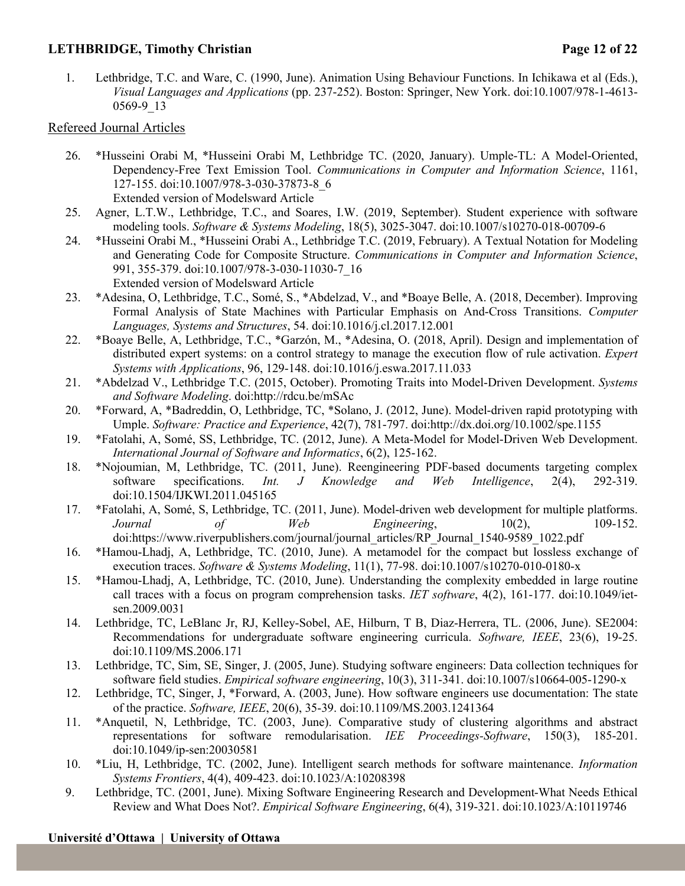1. Lethbridge, T.C. and Ware, C. (1990, June). Animation Using Behaviour Functions. In Ichikawa et al (Eds.), *Visual Languages and Applications* (pp. 237-252). Boston: Springer, New York. doi:10.1007/978-1-4613-0569-9_13

## Refereed Journal Articles

26. *Husseini Orabi M, *Husseini Orabi M, Lethbridge TC. (2020, January). Umple-TL: A Model-Oriented, Dependency-Free Text Emission Tool. *Communications in Computer and Information Science*, 1161, 127-155. doi:10.1007/978-3-030-37873-8_6
    Extended version of Modelsward Article
25. Agner, L.T.W., Lethbridge, T.C., and Soares, I.W. (2019, September). Student experience with software modeling tools. *Software & Systems Modeling*, 18(5), 3025-3047. doi:10.1007/s10270-018-00709-6
24. *Husseini Orabi M., *Husseini Orabi A., Lethbridge T.C. (2019, February). A Textual Notation for Modeling and Generating Code for Composite Structure. *Communications in Computer and Information Science*, 991, 355-379. doi:10.1007/978-3-030-11030-7_16
    Extended version of Modelsward Article
23. *Adesina, O, Lethbridge, T.C., Somé, S., *Abdelzad, V., and *Boaye Belle, A. (2018, December). Improving Formal Analysis of State Machines with Particular Emphasis on And-Cross Transitions. *Computer Languages, Systems and Structures*, 54. doi:10.1016/j.cl.2017.12.001
22. *Boaye Belle, A, Lethbridge, T.C., *Garzón, M., *Adesina, O. (2018, April). Design and implementation of distributed expert systems: on a control strategy to manage the execution flow of rule activation. *Expert Systems with Applications*, 96, 129-148. doi:10.1016/j.eswa.2017.11.033
21. *Abdelzad V., Lethbridge T.C. (2015, October). Promoting Traits into Model-Driven Development. *Systems and Software Modeling*. doi:http://rdcu.be/mSAc
20. *Forward, A, *Badreddin, O, Lethbridge, TC, *Solano, J. (2012, June). Model-driven rapid prototyping with Umple. *Software: Practice and Experience*, 42(7), 781-797. doi:http://dx.doi.org/10.1002/spe.1155
19. *Fatolahi, A, Somé, SS, Lethbridge, TC. (2012, June). A Meta-Model for Model-Driven Web Development. *International Journal of Software and Informatics*, 6(2), 125-162.
18. *Nojoumian, M, Lethbridge, TC. (2011, June). Reengineering PDF-based documents targeting complex software specifications. *Int. J Knowledge and Web Intelligence*, 2(4), 292-319. doi:10.1504/IJKWI.2011.045165
17. *Fatolahi, A, Somé, S, Lethbridge, TC. (2011, June). Model-driven web development for multiple platforms. *Journal of Web Engineering*, 10(2), 109-152. doi:https://www.riverpublishers.com/journal/journal_articles/RP_Journal_1540-9589_1022.pdf
16. *Hamou-Lhadj, A, Lethbridge, TC. (2010, June). A metamodel for the compact but lossless exchange of execution traces. *Software & Systems Modeling*, 11(1), 77-98. doi:10.1007/s10270-010-0180-x
15. *Hamou-Lhadj, A, Lethbridge, TC. (2010, June). Understanding the complexity embedded in large routine call traces with a focus on program comprehension tasks. *IET software*, 4(2), 161-177. doi:10.1049/iet-sen.2009.0031
14. Lethbridge, TC, LeBlanc Jr, RJ, Kelley-Sobel, AE, Hilburn, T B, Diaz-Herrera, TL. (2006, June). SE2004: Recommendations for undergraduate software engineering curricula. *Software, IEEE*, 23(6), 19-25. doi:10.1109/MS.2006.171
13. Lethbridge, TC, Sim, SE, Singer, J. (2005, June). Studying software engineers: Data collection techniques for software field studies. *Empirical software engineering*, 10(3), 311-341. doi:10.1007/s10664-005-1290-x
12. Lethbridge, TC, Singer, J, *Forward, A. (2003, June). How software engineers use documentation: The state of the practice. *Software, IEEE*, 20(6), 35-39. doi:10.1109/MS.2003.1241364
11. *Anquetil, N, Lethbridge, TC. (2003, June). Comparative study of clustering algorithms and abstract representations for software remodularisation. *IEE Proceedings-Software*, 150(3), 185-201. doi:10.1049/ip-sen:20030581
10. *Liu, H, Lethbridge, TC. (2002, June). Intelligent search methods for software maintenance. *Information Systems Frontiers*, 4(4), 409-423. doi:10.1023/A:10208398
9. Lethbridge, TC. (2001, June). Mixing Software Engineering Research and Development-What Needs Ethical Review and What Does Not?. *Empirical Software Engineering*, 6(4), 319-321. doi:10.1023/A:10119746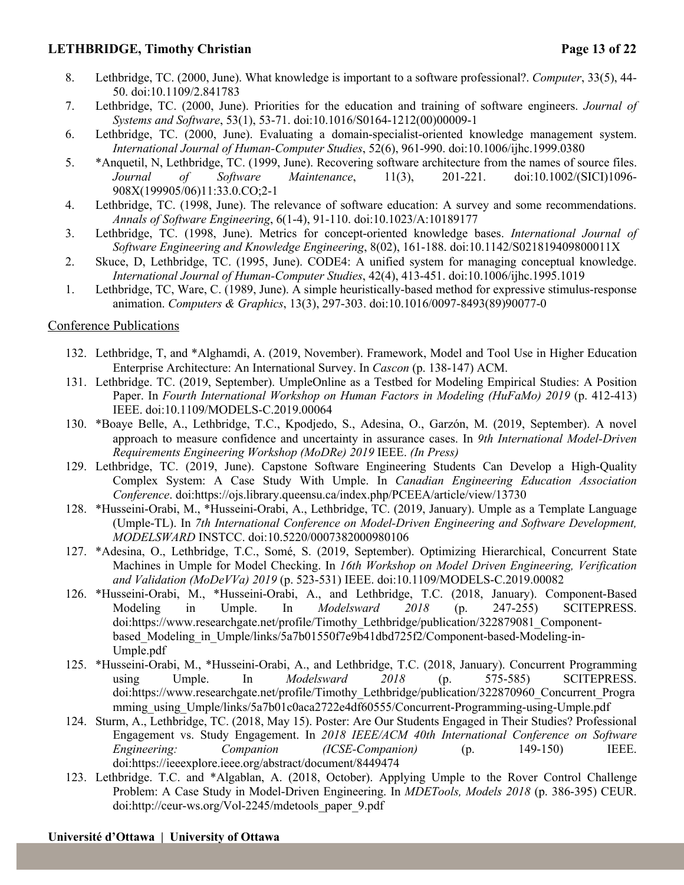8. Lethbridge, TC. (2000, June). What knowledge is important to a software professional?. *Computer*, 33(5), 44-50. doi:10.1109/2.841783
7. Lethbridge, TC. (2000, June). Priorities for the education and training of software engineers. *Journal of Systems and Software*, 53(1), 53-71. doi:10.1016/S0164-1212(00)00009-1
6. Lethbridge, TC. (2000, June). Evaluating a domain-specialist-oriented knowledge management system. *International Journal of Human-Computer Studies*, 52(6), 961-990. doi:10.1006/ijhc.1999.0380
5. *Anquetil, N, Lethbridge, TC. (1999, June). Recovering software architecture from the names of source files. *Journal of Software Maintenance*, 11(3), 201-221. doi:10.1002/(SICI)1096-908X(199905/06)11:33.0.CO;2-1
4. Lethbridge, TC. (1998, June). The relevance of software education: A survey and some recommendations. *Annals of Software Engineering*, 6(1-4), 91-110. doi:10.1023/A:10189177
3. Lethbridge, TC. (1998, June). Metrics for concept-oriented knowledge bases. *International Journal of Software Engineering and Knowledge Engineering*, 8(02), 161-188. doi:10.1142/S021819409800011X
2. Skuce, D, Lethbridge, TC. (1995, June). CODE4: A unified system for managing conceptual knowledge. *International Journal of Human-Computer Studies*, 42(4), 413-451. doi:10.1006/ijhc.1995.1019
1. Lethbridge, TC, Ware, C. (1989, June). A simple heuristically-based method for expressive stimulus-response animation. *Computers & Graphics*, 13(3), 297-303. doi:10.1016/0097-8493(89)90077-0

<u>Conference Publications</u>

132. Lethbridge, T, and *Alghamdi, A. (2019, November). Framework, Model and Tool Use in Higher Education Enterprise Architecture: An International Survey. In *Cascon* (p. 138-147) ACM.
131. Lethbridge. TC. (2019, September). UmpleOnline as a Testbed for Modeling Empirical Studies: A Position Paper. In *Fourth International Workshop on Human Factors in Modeling (HuFaMo) 2019* (p. 412-413) IEEE. doi:10.1109/MODELS-C.2019.00064
130. *Boaye Belle, A., Lethbridge, T.C., Kpodjedo, S., Adesina, O., Garzón, M. (2019, September). A novel approach to measure confidence and uncertainty in assurance cases. In *9th International Model-Driven Requirements Engineering Workshop (MoDRe) 2019* IEEE. *(In Press)*
129. Lethbridge, TC. (2019, June). Capstone Software Engineering Students Can Develop a High-Quality Complex System: A Case Study With Umple. In *Canadian Engineering Education Association Conference*. doi:https://ojs.library.queensu.ca/index.php/PCEEA/article/view/13730
128. *Husseini-Orabi, M., *Husseini-Orabi, A., Lethbridge, TC. (2019, January). Umple as a Template Language (Umple-TL). In *7th International Conference on Model-Driven Engineering and Software Development, MODELSWARD* INSTCC. doi:10.5220/0007382000980106
127. *Adesina, O., Lethbridge, T.C., Somé, S. (2019, September). Optimizing Hierarchical, Concurrent State Machines in Umple for Model Checking. In *16th Workshop on Model Driven Engineering, Verification and Validation (MoDeVVa) 2019* (p. 523-531) IEEE. doi:10.1109/MODELS-C.2019.00082
126. *Husseini-Orabi, M., *Husseini-Orabi, A., and Lethbridge, T.C. (2018, January). Component-Based Modeling in Umple. In *Modelsward 2018* (p. 247-255) SCITEPRESS. doi:https://www.researchgate.net/profile/Timothy_Lethbridge/publication/322879081_Component-based_Modeling_in_Umple/links/5a7b01550f7e9b41dbd725f2/Component-based-Modeling-in-Umple.pdf
125. *Husseini-Orabi, M., *Husseini-Orabi, A., and Lethbridge, T.C. (2018, January). Concurrent Programming using Umple. In *Modelsward 2018* (p. 575-585) SCITEPRESS. doi:https://www.researchgate.net/profile/Timothy_Lethbridge/publication/322870960_Concurrent_Programming_using_Umple/links/5a7b01c0aca2722e4df60555/Concurrent-Programming-using-Umple.pdf
124. Sturm, A., Lethbridge, TC. (2018, May 15). Poster: Are Our Students Engaged in Their Studies? Professional Engagement vs. Study Engagement. In *2018 IEEE/ACM 40th International Conference on Software Engineering: Companion (ICSE-Companion)* (p. 149-150) IEEE. doi:https://ieeexplore.ieee.org/abstract/document/8449474
123. Lethbridge. T.C. and *Algablan, A. (2018, October). Applying Umple to the Rover Control Challenge Problem: A Case Study in Model-Driven Engineering. In *MDETools, Models 2018* (p. 386-395) CEUR. doi:http://ceur-ws.org/Vol-2245/mdetools_paper_9.pdf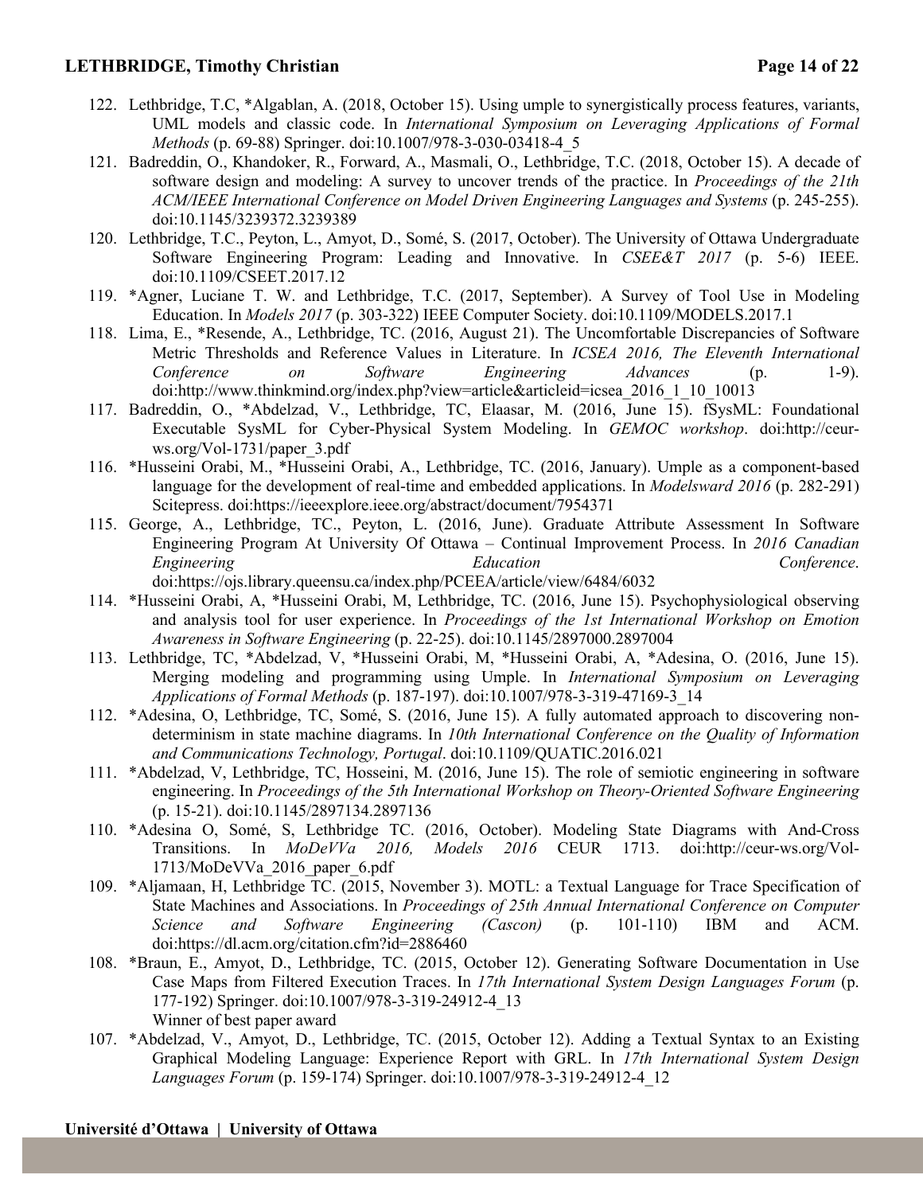122. Lethbridge, T.C, *Algablan, A. (2018, October 15). Using umple to synergistically process features, variants, UML models and classic code. In *International Symposium on Leveraging Applications of Formal Methods* (p. 69-88) Springer. doi:10.1007/978-3-030-03418-4_5
121. Badreddin, O., Khandoker, R., Forward, A., Masmali, O., Lethbridge, T.C. (2018, October 15). A decade of software design and modeling: A survey to uncover trends of the practice. In *Proceedings of the 21th ACM/IEEE International Conference on Model Driven Engineering Languages and Systems* (p. 245-255). doi:10.1145/3239372.3239389
120. Lethbridge, T.C., Peyton, L., Amyot, D., Somé, S. (2017, October). The University of Ottawa Undergraduate Software Engineering Program: Leading and Innovative. In *CSEE&T 2017* (p. 5-6) IEEE. doi:10.1109/CSEET.2017.12
119. *Agner, Luciane T. W. and Lethbridge, T.C. (2017, September). A Survey of Tool Use in Modeling Education. In *Models 2017* (p. 303-322) IEEE Computer Society. doi:10.1109/MODELS.2017.1
118. Lima, E., *Resende, A., Lethbridge, TC. (2016, August 21). The Uncomfortable Discrepancies of Software Metric Thresholds and Reference Values in Literature. In *ICSEA 2016, The Eleventh International Conference on Software Engineering Advances* (p. 1-9). doi:http://www.thinkmind.org/index.php?view=article&articleid=icsea_2016_1_10_10013
117. Badreddin, O., *Abdelzad, V., Lethbridge, TC, Elaasar, M. (2016, June 15). fSysML: Foundational Executable SysML for Cyber-Physical System Modeling. In *GEMOC workshop*. doi:http://ceur-ws.org/Vol-1731/paper_3.pdf
116. *Husseini Orabi, M., *Husseini Orabi, A., Lethbridge, TC. (2016, January). Umple as a component-based language for the development of real-time and embedded applications. In *Modelsward 2016* (p. 282-291) Scitepress. doi:https://ieeexplore.ieee.org/abstract/document/7954371
115. George, A., Lethbridge, TC., Peyton, L. (2016, June). Graduate Attribute Assessment In Software Engineering Program At University Of Ottawa – Continual Improvement Process. In *2016 Canadian Engineering Education Conference*. doi:https://ojs.library.queensu.ca/index.php/PCEEA/article/view/6484/6032
114. *Husseini Orabi, A, *Husseini Orabi, M, Lethbridge, TC. (2016, June 15). Psychophysiological observing and analysis tool for user experience. In *Proceedings of the 1st International Workshop on Emotion Awareness in Software Engineering* (p. 22-25). doi:10.1145/2897000.2897004
113. Lethbridge, TC, *Abdelzad, V, *Husseini Orabi, M, *Husseini Orabi, A, *Adesina, O. (2016, June 15). Merging modeling and programming using Umple. In *International Symposium on Leveraging Applications of Formal Methods* (p. 187-197). doi:10.1007/978-3-319-47169-3_14
112. *Adesina, O, Lethbridge, TC, Somé, S. (2016, June 15). A fully automated approach to discovering non-determinism in state machine diagrams. In *10th International Conference on the Quality of Information and Communications Technology, Portugal*. doi:10.1109/QUATIC.2016.021
111. *Abdelzad, V, Lethbridge, TC, Hosseini, M. (2016, June 15). The role of semiotic engineering in software engineering. In *Proceedings of the 5th International Workshop on Theory-Oriented Software Engineering* (p. 15-21). doi:10.1145/2897134.2897136
110. *Adesina O, Somé, S, Lethbridge TC. (2016, October). Modeling State Diagrams with And-Cross Transitions. In *MoDeVVa 2016, Models 2016* CEUR 1713. doi:http://ceur-ws.org/Vol-1713/MoDeVVa_2016_paper_6.pdf
109. *Aljamaan, H, Lethbridge TC. (2015, November 3). MOTL: a Textual Language for Trace Specification of State Machines and Associations. In *Proceedings of 25th Annual International Conference on Computer Science and Software Engineering (Cascon)* (p. 101-110) IBM and ACM. doi:https://dl.acm.org/citation.cfm?id=2886460
108. *Braun, E., Amyot, D., Lethbridge, TC. (2015, October 12). Generating Software Documentation in Use Case Maps from Filtered Execution Traces. In *17th International System Design Languages Forum* (p. 177-192) Springer. doi:10.1007/978-3-319-24912-4_13
     Winner of best paper award
107. *Abdelzad, V., Amyot, D., Lethbridge, TC. (2015, October 12). Adding a Textual Syntax to an Existing Graphical Modeling Language: Experience Report with GRL. In *17th International System Design Languages Forum* (p. 159-174) Springer. doi:10.1007/978-3-319-24912-4_12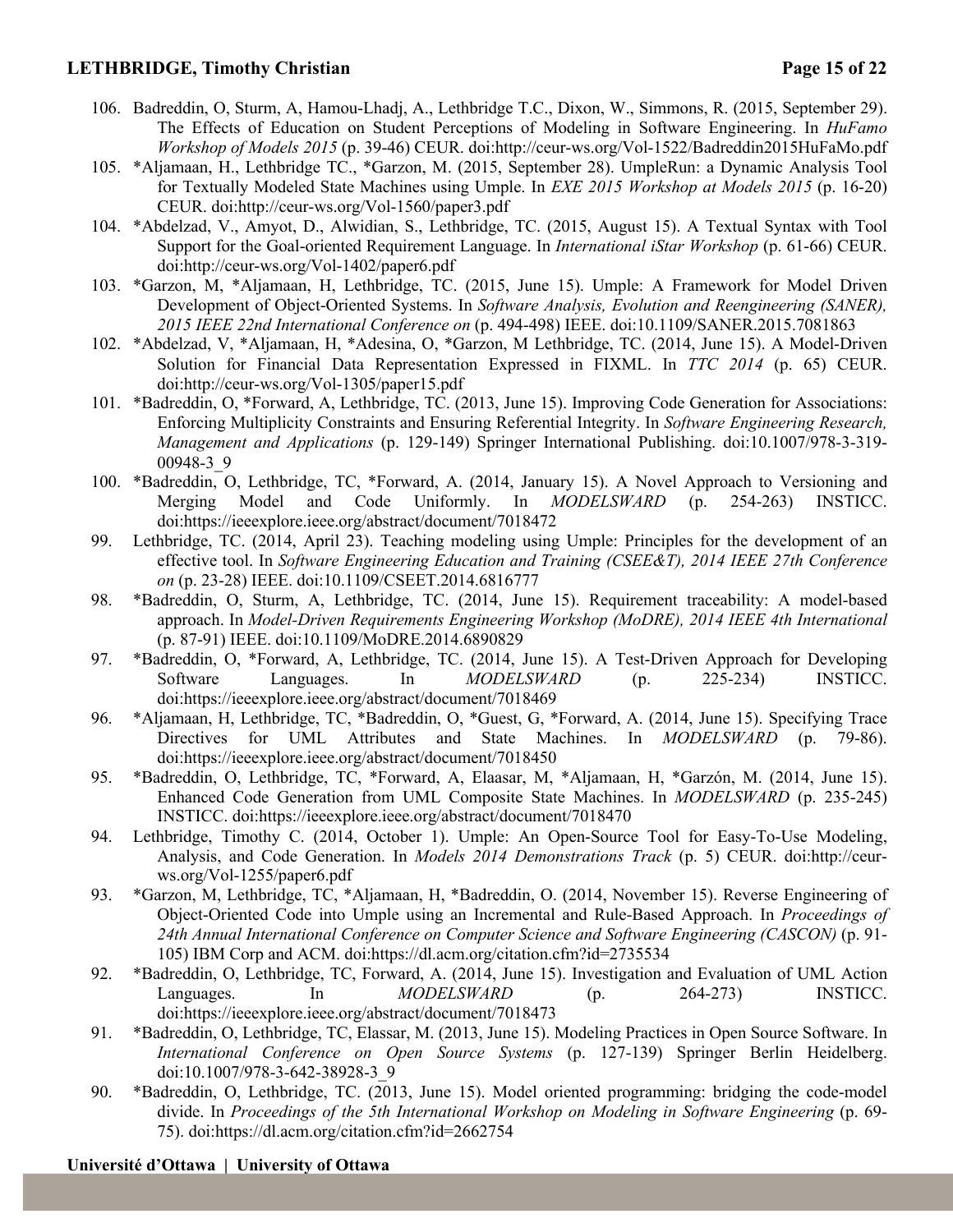106. Badreddin, O, Sturm, A, Hamou-Lhadj, A., Lethbridge T.C., Dixon, W., Simmons, R. (2015, September 29). The Effects of Education on Student Perceptions of Modeling in Software Engineering. In *HuFamo Workshop of Models 2015* (p. 39-46) CEUR. doi:http://ceur-ws.org/Vol-1522/Badreddin2015HuFaMo.pdf
105. *Aljamaan, H., Lethbridge TC., *Garzon, M. (2015, September 28). UmpleRun: a Dynamic Analysis Tool for Textually Modeled State Machines using Umple. In *EXE 2015 Workshop at Models 2015* (p. 16-20) CEUR. doi:http://ceur-ws.org/Vol-1560/paper3.pdf
104. *Abdelzad, V., Amyot, D., Alwidian, S., Lethbridge, TC. (2015, August 15). A Textual Syntax with Tool Support for the Goal-oriented Requirement Language. In *International iStar Workshop* (p. 61-66) CEUR. doi:http://ceur-ws.org/Vol-1402/paper6.pdf
103. *Garzon, M, *Aljamaan, H, Lethbridge, TC. (2015, June 15). Umple: A Framework for Model Driven Development of Object-Oriented Systems. In *Software Analysis, Evolution and Reengineering (SANER), 2015 IEEE 22nd International Conference on* (p. 494-498) IEEE. doi:10.1109/SANER.2015.7081863
102. *Abdelzad, V, *Aljamaan, H, *Adesina, O, *Garzon, M Lethbridge, TC. (2014, June 15). A Model-Driven Solution for Financial Data Representation Expressed in FIXML. In *TTC 2014* (p. 65) CEUR. doi:http://ceur-ws.org/Vol-1305/paper15.pdf
101. *Badreddin, O, *Forward, A, Lethbridge, TC. (2013, June 15). Improving Code Generation for Associations: Enforcing Multiplicity Constraints and Ensuring Referential Integrity. In *Software Engineering Research, Management and Applications* (p. 129-149) Springer International Publishing. doi:10.1007/978-3-319-00948-3_9
100. *Badreddin, O, Lethbridge, TC, *Forward, A. (2014, January 15). A Novel Approach to Versioning and Merging Model and Code Uniformly. In *MODELSWARD* (p. 254-263) INSTICC. doi:https://ieeexplore.ieee.org/abstract/document/7018472
99. Lethbridge, TC. (2014, April 23). Teaching modeling using Umple: Principles for the development of an effective tool. In *Software Engineering Education and Training (CSEE&T), 2014 IEEE 27th Conference on* (p. 23-28) IEEE. doi:10.1109/CSEET.2014.6816777
98. *Badreddin, O, Sturm, A, Lethbridge, TC. (2014, June 15). Requirement traceability: A model-based approach. In *Model-Driven Requirements Engineering Workshop (MoDRE), 2014 IEEE 4th International* (p. 87-91) IEEE. doi:10.1109/MoDRE.2014.6890829
97. *Badreddin, O, *Forward, A, Lethbridge, TC. (2014, June 15). A Test-Driven Approach for Developing Software Languages. In *MODELSWARD* (p. 225-234) INSTICC. doi:https://ieeexplore.ieee.org/abstract/document/7018469
96. *Aljamaan, H, Lethbridge, TC, *Badreddin, O, *Guest, G, *Forward, A. (2014, June 15). Specifying Trace Directives for UML Attributes and State Machines. In *MODELSWARD* (p. 79-86). doi:https://ieeexplore.ieee.org/abstract/document/7018450
95. *Badreddin, O, Lethbridge, TC, *Forward, A, Elaasar, M, *Aljamaan, H, *Garzón, M. (2014, June 15). Enhanced Code Generation from UML Composite State Machines. In *MODELSWARD* (p. 235-245) INSTICC. doi:https://ieeexplore.ieee.org/abstract/document/7018470
94. Lethbridge, Timothy C. (2014, October 1). Umple: An Open-Source Tool for Easy-To-Use Modeling, Analysis, and Code Generation. In *Models 2014 Demonstrations Track* (p. 5) CEUR. doi:http://ceur-ws.org/Vol-1255/paper6.pdf
93. *Garzon, M, Lethbridge, TC, *Aljamaan, H, *Badreddin, O. (2014, November 15). Reverse Engineering of Object-Oriented Code into Umple using an Incremental and Rule-Based Approach. In *Proceedings of 24th Annual International Conference on Computer Science and Software Engineering (CASCON)* (p. 91-105) IBM Corp and ACM. doi:https://dl.acm.org/citation.cfm?id=2735534
92. *Badreddin, O, Lethbridge, TC, Forward, A. (2014, June 15). Investigation and Evaluation of UML Action Languages. In *MODELSWARD* (p. 264-273) INSTICC. doi:https://ieeexplore.ieee.org/abstract/document/7018473
91. *Badreddin, O, Lethbridge, TC, Elassar, M. (2013, June 15). Modeling Practices in Open Source Software. In *International Conference on Open Source Systems* (p. 127-139) Springer Berlin Heidelberg. doi:10.1007/978-3-642-38928-3_9
90. *Badreddin, O, Lethbridge, TC. (2013, June 15). Model oriented programming: bridging the code-model divide. In *Proceedings of the 5th International Workshop on Modeling in Software Engineering* (p. 69-75). doi:https://dl.acm.org/citation.cfm?id=2662754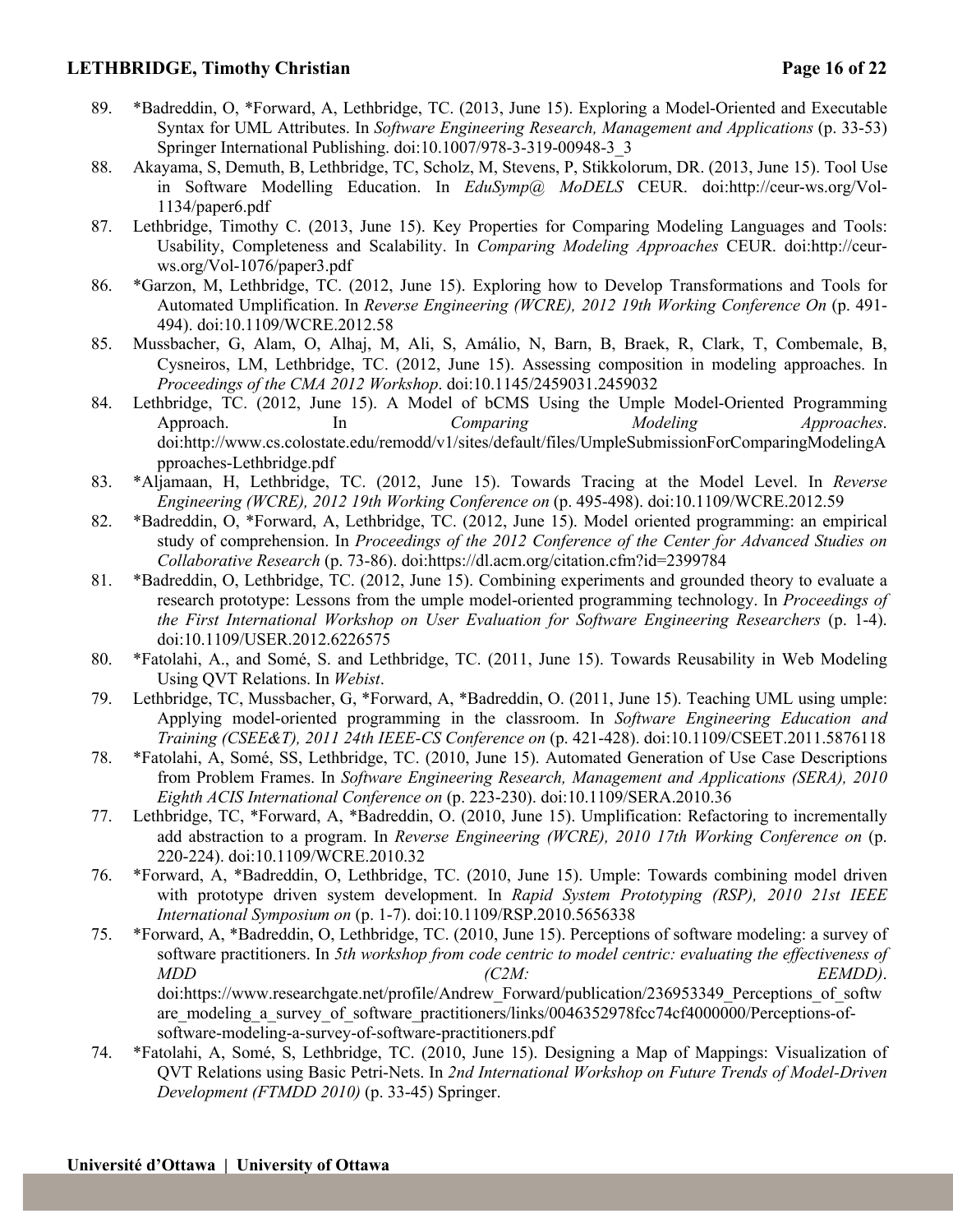89. *Badreddin, O, *Forward, A, Lethbridge, TC. (2013, June 15). Exploring a Model-Oriented and Executable Syntax for UML Attributes. In *Software Engineering Research, Management and Applications* (p. 33-53) Springer International Publishing. doi:10.1007/978-3-319-00948-3_3
88. Akayama, S, Demuth, B, Lethbridge, TC, Scholz, M, Stevens, P, Stikkolorum, DR. (2013, June 15). Tool Use in Software Modelling Education. In *EduSymp@ MoDELS* CEUR. doi:http://ceur-ws.org/Vol-1134/paper6.pdf
87. Lethbridge, Timothy C. (2013, June 15). Key Properties for Comparing Modeling Languages and Tools: Usability, Completeness and Scalability. In *Comparing Modeling Approaches* CEUR. doi:http://ceur-ws.org/Vol-1076/paper3.pdf
86. *Garzon, M, Lethbridge, TC. (2012, June 15). Exploring how to Develop Transformations and Tools for Automated Umplification. In *Reverse Engineering (WCRE), 2012 19th Working Conference On* (p. 491-494). doi:10.1109/WCRE.2012.58
85. Mussbacher, G, Alam, O, Alhaj, M, Ali, S, Amálio, N, Barn, B, Braek, R, Clark, T, Combemale, B, Cysneiros, LM, Lethbridge, TC. (2012, June 15). Assessing composition in modeling approaches. In *Proceedings of the CMA 2012 Workshop*. doi:10.1145/2459031.2459032
84. Lethbridge, TC. (2012, June 15). A Model of bCMS Using the Umple Model-Oriented Programming Approach. In *Comparing Modeling Approaches*. doi:http://www.cs.colostate.edu/remodd/v1/sites/default/files/UmpleSubmissionForComparingModelingApproaches-Lethbridge.pdf
83. *Aljamaan, H, Lethbridge, TC. (2012, June 15). Towards Tracing at the Model Level. In *Reverse Engineering (WCRE), 2012 19th Working Conference on* (p. 495-498). doi:10.1109/WCRE.2012.59
82. *Badreddin, O, *Forward, A, Lethbridge, TC. (2012, June 15). Model oriented programming: an empirical study of comprehension. In *Proceedings of the 2012 Conference of the Center for Advanced Studies on Collaborative Research* (p. 73-86). doi:https://dl.acm.org/citation.cfm?id=2399784
81. *Badreddin, O, Lethbridge, TC. (2012, June 15). Combining experiments and grounded theory to evaluate a research prototype: Lessons from the umple model-oriented programming technology. In *Proceedings of the First International Workshop on User Evaluation for Software Engineering Researchers* (p. 1-4). doi:10.1109/USER.2012.6226575
80. *Fatolahi, A., and Somé, S. and Lethbridge, TC. (2011, June 15). Towards Reusability in Web Modeling Using QVT Relations. In *Webist*.
79. Lethbridge, TC, Mussbacher, G, *Forward, A, *Badreddin, O. (2011, June 15). Teaching UML using umple: Applying model-oriented programming in the classroom. In *Software Engineering Education and Training (CSEE&T), 2011 24th IEEE-CS Conference on* (p. 421-428). doi:10.1109/CSEET.2011.5876118
78. *Fatolahi, A, Somé, SS, Lethbridge, TC. (2010, June 15). Automated Generation of Use Case Descriptions from Problem Frames. In *Software Engineering Research, Management and Applications (SERA), 2010 Eighth ACIS International Conference on* (p. 223-230). doi:10.1109/SERA.2010.36
77. Lethbridge, TC, *Forward, A, *Badreddin, O. (2010, June 15). Umplification: Refactoring to incrementally add abstraction to a program. In *Reverse Engineering (WCRE), 2010 17th Working Conference on* (p. 220-224). doi:10.1109/WCRE.2010.32
76. *Forward, A, *Badreddin, O, Lethbridge, TC. (2010, June 15). Umple: Towards combining model driven with prototype driven system development. In *Rapid System Prototyping (RSP), 2010 21st IEEE International Symposium on* (p. 1-7). doi:10.1109/RSP.2010.5656338
75. *Forward, A, *Badreddin, O, Lethbridge, TC. (2010, June 15). Perceptions of software modeling: a survey of software practitioners. In *5th workshop from code centric to model centric: evaluating the effectiveness of MDD (C2M: EEMDD)*. doi:https://www.researchgate.net/profile/Andrew_Forward/publication/236953349_Perceptions_of_software_modeling_a_survey_of_software_practitioners/links/0046352978fcc74cf4000000/Perceptions-of-software-modeling-a-survey-of-software-practitioners.pdf
74. *Fatolahi, A, Somé, S, Lethbridge, TC. (2010, June 15). Designing a Map of Mappings: Visualization of QVT Relations using Basic Petri-Nets. In *2nd International Workshop on Future Trends of Model-Driven Development (FTMDD 2010)* (p. 33-45) Springer.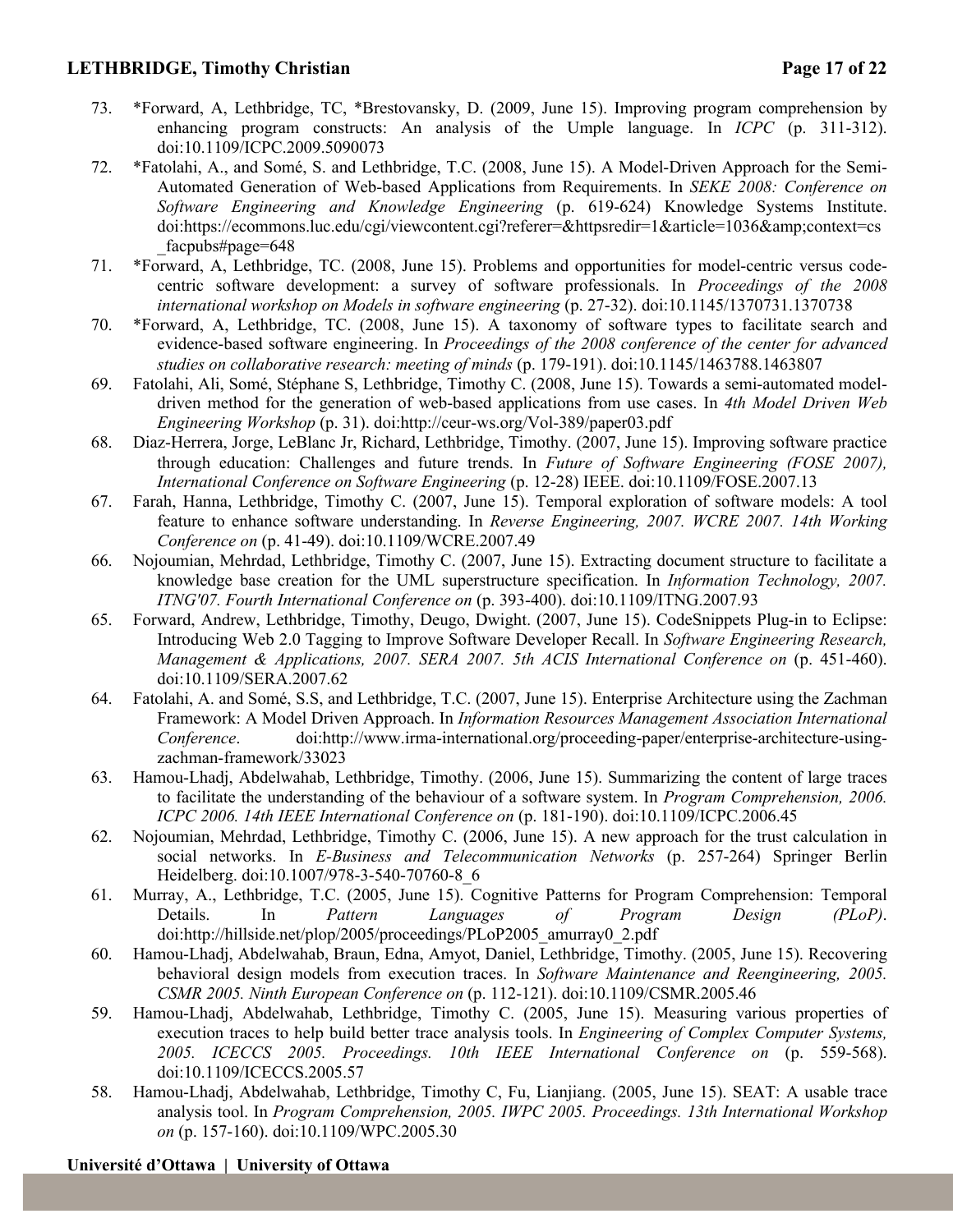73. *Forward, A, Lethbridge, TC, *Brestovansky, D. (2009, June 15). Improving program comprehension by enhancing program constructs: An analysis of the Umple language. In *ICPC* (p. 311-312). doi:10.1109/ICPC.2009.5090073

72. *Fatolahi, A., and Somé, S. and Lethbridge, T.C. (2008, June 15). A Model-Driven Approach for the Semi-Automated Generation of Web-based Applications from Requirements. In *SEKE 2008: Conference on Software Engineering and Knowledge Engineering* (p. 619-624) Knowledge Systems Institute. doi:https://ecommons.luc.edu/cgi/viewcontent.cgi?referer=&httpsredir=1&article=1036&amp;context=cs_facpubs#page=648

71. *Forward, A, Lethbridge, TC. (2008, June 15). Problems and opportunities for model-centric versus code-centric software development: a survey of software professionals. In *Proceedings of the 2008 international workshop on Models in software engineering* (p. 27-32). doi:10.1145/1370731.1370738

70. *Forward, A, Lethbridge, TC. (2008, June 15). A taxonomy of software types to facilitate search and evidence-based software engineering. In *Proceedings of the 2008 conference of the center for advanced studies on collaborative research: meeting of minds* (p. 179-191). doi:10.1145/1463788.1463807

69. Fatolahi, Ali, Somé, Stéphane S, Lethbridge, Timothy C. (2008, June 15). Towards a semi-automated model-driven method for the generation of web-based applications from use cases. In *4th Model Driven Web Engineering Workshop* (p. 31). doi:http://ceur-ws.org/Vol-389/paper03.pdf

68. Diaz-Herrera, Jorge, LeBlanc Jr, Richard, Lethbridge, Timothy. (2007, June 15). Improving software practice through education: Challenges and future trends. In *Future of Software Engineering (FOSE 2007), International Conference on Software Engineering* (p. 12-28) IEEE. doi:10.1109/FOSE.2007.13

67. Farah, Hanna, Lethbridge, Timothy C. (2007, June 15). Temporal exploration of software models: A tool feature to enhance software understanding. In *Reverse Engineering, 2007. WCRE 2007. 14th Working Conference on* (p. 41-49). doi:10.1109/WCRE.2007.49

66. Nojoumian, Mehrdad, Lethbridge, Timothy C. (2007, June 15). Extracting document structure to facilitate a knowledge base creation for the UML superstructure specification. In *Information Technology, 2007. ITNG'07. Fourth International Conference on* (p. 393-400). doi:10.1109/ITNG.2007.93

65. Forward, Andrew, Lethbridge, Timothy, Deugo, Dwight. (2007, June 15). CodeSnippets Plug-in to Eclipse: Introducing Web 2.0 Tagging to Improve Software Developer Recall. In *Software Engineering Research, Management & Applications, 2007. SERA 2007. 5th ACIS International Conference on* (p. 451-460). doi:10.1109/SERA.2007.62

64. Fatolahi, A. and Somé, S.S, and Lethbridge, T.C. (2007, June 15). Enterprise Architecture using the Zachman Framework: A Model Driven Approach. In *Information Resources Management Association International Conference*. doi:http://www.irma-international.org/proceeding-paper/enterprise-architecture-using-zachman-framework/33023

63. Hamou-Lhadj, Abdelwahab, Lethbridge, Timothy. (2006, June 15). Summarizing the content of large traces to facilitate the understanding of the behaviour of a software system. In *Program Comprehension, 2006. ICPC 2006. 14th IEEE International Conference on* (p. 181-190). doi:10.1109/ICPC.2006.45

62. Nojoumian, Mehrdad, Lethbridge, Timothy C. (2006, June 15). A new approach for the trust calculation in social networks. In *E-Business and Telecommunication Networks* (p. 257-264) Springer Berlin Heidelberg. doi:10.1007/978-3-540-70760-8_6

61. Murray, A., Lethbridge, T.C. (2005, June 15). Cognitive Patterns for Program Comprehension: Temporal Details. In *Pattern Languages of Program Design (PLoP)*. doi:http://hillside.net/plop/2005/proceedings/PLoP2005_amurray0_2.pdf

60. Hamou-Lhadj, Abdelwahab, Braun, Edna, Amyot, Daniel, Lethbridge, Timothy. (2005, June 15). Recovering behavioral design models from execution traces. In *Software Maintenance and Reengineering, 2005. CSMR 2005. Ninth European Conference on* (p. 112-121). doi:10.1109/CSMR.2005.46

59. Hamou-Lhadj, Abdelwahab, Lethbridge, Timothy C. (2005, June 15). Measuring various properties of execution traces to help build better trace analysis tools. In *Engineering of Complex Computer Systems, 2005. ICECCS 2005. Proceedings. 10th IEEE International Conference on* (p. 559-568). doi:10.1109/ICECCS.2005.57

58. Hamou-Lhadj, Abdelwahab, Lethbridge, Timothy C, Fu, Lianjiang. (2005, June 15). SEAT: A usable trace analysis tool. In *Program Comprehension, 2005. IWPC 2005. Proceedings. 13th International Workshop on* (p. 157-160). doi:10.1109/WPC.2005.30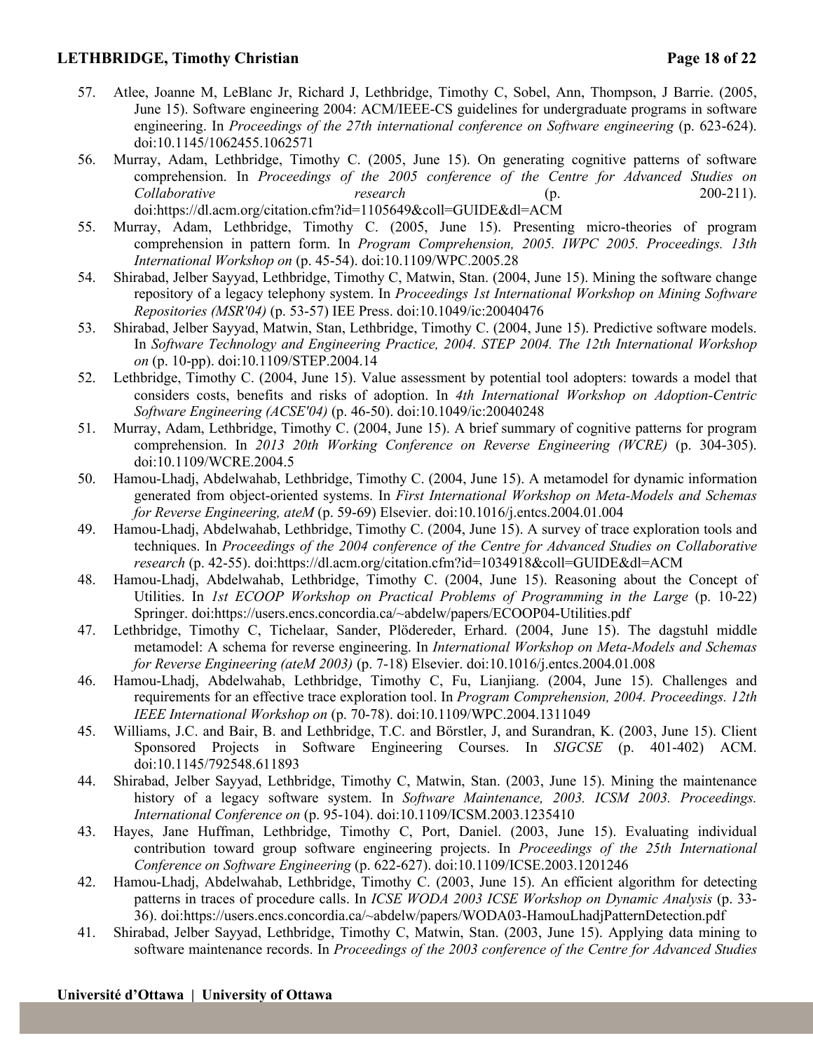57. Atlee, Joanne M, LeBlanc Jr, Richard J, Lethbridge, Timothy C, Sobel, Ann, Thompson, J Barrie. (2005, June 15). Software engineering 2004: ACM/IEEE-CS guidelines for undergraduate programs in software engineering. In *Proceedings of the 27th international conference on Software engineering* (p. 623-624). doi:10.1145/1062455.1062571
56. Murray, Adam, Lethbridge, Timothy C. (2005, June 15). On generating cognitive patterns of software comprehension. In *Proceedings of the 2005 conference of the Centre for Advanced Studies on Collaborative research* (p. 200-211). doi:https://dl.acm.org/citation.cfm?id=1105649&coll=GUIDE&dl=ACM
55. Murray, Adam, Lethbridge, Timothy C. (2005, June 15). Presenting micro-theories of program comprehension in pattern form. In *Program Comprehension, 2005. IWPC 2005. Proceedings. 13th International Workshop on* (p. 45-54). doi:10.1109/WPC.2005.28
54. Shirabad, Jelber Sayyad, Lethbridge, Timothy C, Matwin, Stan. (2004, June 15). Mining the software change repository of a legacy telephony system. In *Proceedings 1st International Workshop on Mining Software Repositories (MSR'04)* (p. 53-57) IEE Press. doi:10.1049/ic:20040476
53. Shirabad, Jelber Sayyad, Matwin, Stan, Lethbridge, Timothy C. (2004, June 15). Predictive software models. In *Software Technology and Engineering Practice, 2004. STEP 2004. The 12th International Workshop on* (p. 10-pp). doi:10.1109/STEP.2004.14
52. Lethbridge, Timothy C. (2004, June 15). Value assessment by potential tool adopters: towards a model that considers costs, benefits and risks of adoption. In *4th International Workshop on Adoption-Centric Software Engineering (ACSE'04)* (p. 46-50). doi:10.1049/ic:20040248
51. Murray, Adam, Lethbridge, Timothy C. (2004, June 15). A brief summary of cognitive patterns for program comprehension. In *2013 20th Working Conference on Reverse Engineering (WCRE)* (p. 304-305). doi:10.1109/WCRE.2004.5
50. Hamou-Lhadj, Abdelwahab, Lethbridge, Timothy C. (2004, June 15). A metamodel for dynamic information generated from object-oriented systems. In *First International Workshop on Meta-Models and Schemas for Reverse Engineering, ateM* (p. 59-69) Elsevier. doi:10.1016/j.entcs.2004.01.004
49. Hamou-Lhadj, Abdelwahab, Lethbridge, Timothy C. (2004, June 15). A survey of trace exploration tools and techniques. In *Proceedings of the 2004 conference of the Centre for Advanced Studies on Collaborative research* (p. 42-55). doi:https://dl.acm.org/citation.cfm?id=1034918&coll=GUIDE&dl=ACM
48. Hamou-Lhadj, Abdelwahab, Lethbridge, Timothy C. (2004, June 15). Reasoning about the Concept of Utilities. In *1st ECOOP Workshop on Practical Problems of Programming in the Large* (p. 10-22) Springer. doi:https://users.encs.concordia.ca/~abdelw/papers/ECOOP04-Utilities.pdf
47. Lethbridge, Timothy C, Tichelaar, Sander, Plödereder, Erhard. (2004, June 15). The dagstuhl middle metamodel: A schema for reverse engineering. In *International Workshop on Meta-Models and Schemas for Reverse Engineering (ateM 2003)* (p. 7-18) Elsevier. doi:10.1016/j.entcs.2004.01.008
46. Hamou-Lhadj, Abdelwahab, Lethbridge, Timothy C, Fu, Lianjiang. (2004, June 15). Challenges and requirements for an effective trace exploration tool. In *Program Comprehension, 2004. Proceedings. 12th IEEE International Workshop on* (p. 70-78). doi:10.1109/WPC.2004.1311049
45. Williams, J.C. and Bair, B. and Lethbridge, T.C. and Börstler, J, and Surandran, K. (2003, June 15). Client Sponsored Projects in Software Engineering Courses. In *SIGCSE* (p. 401-402) ACM. doi:10.1145/792548.611893
44. Shirabad, Jelber Sayyad, Lethbridge, Timothy C, Matwin, Stan. (2003, June 15). Mining the maintenance history of a legacy software system. In *Software Maintenance, 2003. ICSM 2003. Proceedings. International Conference on* (p. 95-104). doi:10.1109/ICSM.2003.1235410
43. Hayes, Jane Huffman, Lethbridge, Timothy C, Port, Daniel. (2003, June 15). Evaluating individual contribution toward group software engineering projects. In *Proceedings of the 25th International Conference on Software Engineering* (p. 622-627). doi:10.1109/ICSE.2003.1201246
42. Hamou-Lhadj, Abdelwahab, Lethbridge, Timothy C. (2003, June 15). An efficient algorithm for detecting patterns in traces of procedure calls. In *ICSE WODA 2003 ICSE Workshop on Dynamic Analysis* (p. 33-36). doi:https://users.encs.concordia.ca/~abdelw/papers/WODA03-HamouLhadjPatternDetection.pdf
41. Shirabad, Jelber Sayyad, Lethbridge, Timothy C, Matwin, Stan. (2003, June 15). Applying data mining to software maintenance records. In *Proceedings of the 2003 conference of the Centre for Advanced Studies*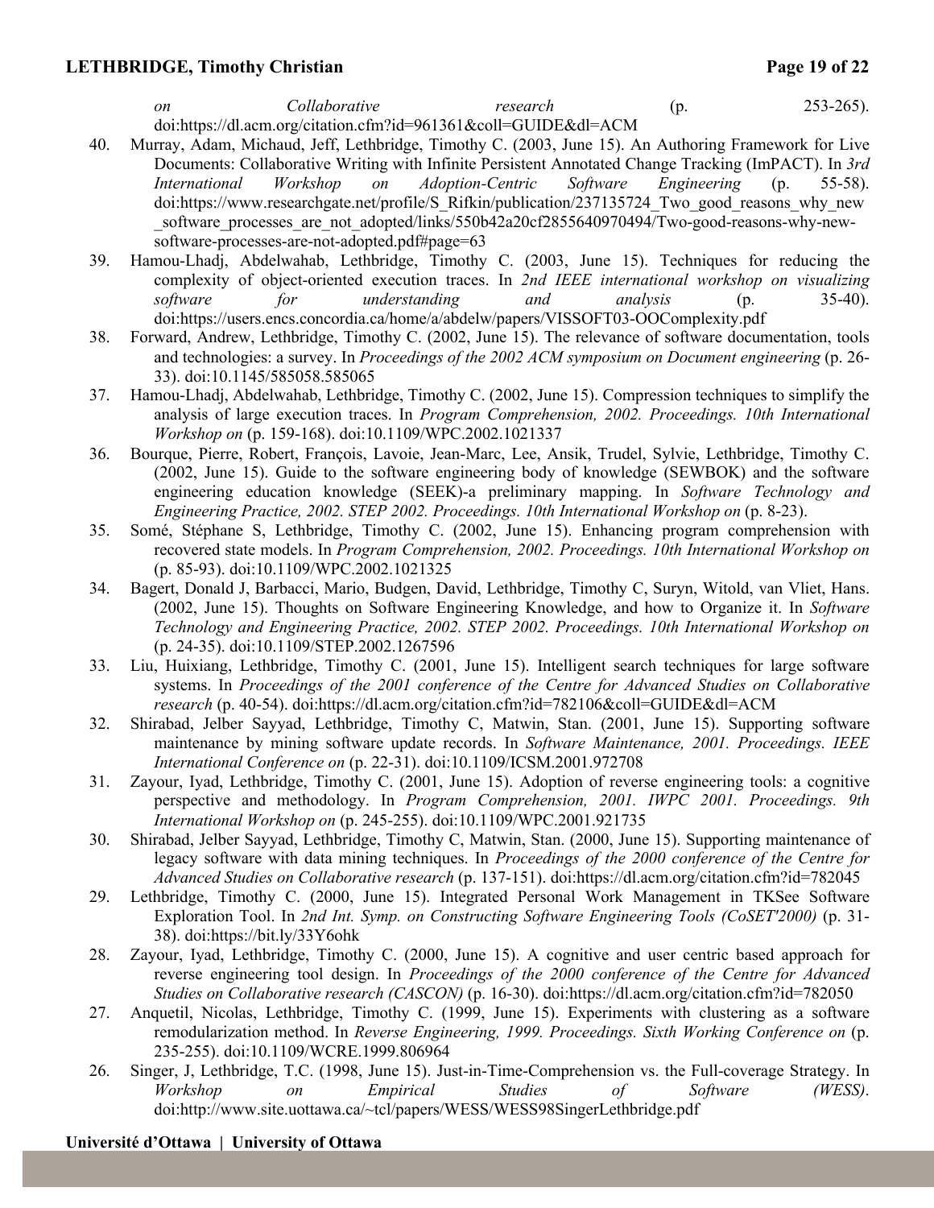*on Collaborative research* (p. 253-265). doi:https://dl.acm.org/citation.cfm?id=961361&coll=GUIDE&dl=ACM

40. Murray, Adam, Michaud, Jeff, Lethbridge, Timothy C. (2003, June 15). An Authoring Framework for Live Documents: Collaborative Writing with Infinite Persistent Annotated Change Tracking (ImPACT). In *3rd International Workshop on Adoption-Centric Software Engineering* (p. 55-58). doi:https://www.researchgate.net/profile/S_Rifkin/publication/237135724_Two_good_reasons_why_new_software_processes_are_not_adopted/links/550b42a20cf2855640970494/Two-good-reasons-why-new-software-processes-are-not-adopted.pdf#page=63
39. Hamou-Lhadj, Abdelwahab, Lethbridge, Timothy C. (2003, June 15). Techniques for reducing the complexity of object-oriented execution traces. In *2nd IEEE international workshop on visualizing software for understanding and analysis* (p. 35-40). doi:https://users.encs.concordia.ca/home/a/abdelw/papers/VISSOFT03-OOComplexity.pdf
38. Forward, Andrew, Lethbridge, Timothy C. (2002, June 15). The relevance of software documentation, tools and technologies: a survey. In *Proceedings of the 2002 ACM symposium on Document engineering* (p. 26-33). doi:10.1145/585058.585065
37. Hamou-Lhadj, Abdelwahab, Lethbridge, Timothy C. (2002, June 15). Compression techniques to simplify the analysis of large execution traces. In *Program Comprehension, 2002. Proceedings. 10th International Workshop on* (p. 159-168). doi:10.1109/WPC.2002.1021337
36. Bourque, Pierre, Robert, François, Lavoie, Jean-Marc, Lee, Ansik, Trudel, Sylvie, Lethbridge, Timothy C. (2002, June 15). Guide to the software engineering body of knowledge (SEWBOK) and the software engineering education knowledge (SEEK)-a preliminary mapping. In *Software Technology and Engineering Practice, 2002. STEP 2002. Proceedings. 10th International Workshop on* (p. 8-23).
35. Somé, Stéphane S, Lethbridge, Timothy C. (2002, June 15). Enhancing program comprehension with recovered state models. In *Program Comprehension, 2002. Proceedings. 10th International Workshop on* (p. 85-93). doi:10.1109/WPC.2002.1021325
34. Bagert, Donald J, Barbacci, Mario, Budgen, David, Lethbridge, Timothy C, Suryn, Witold, van Vliet, Hans. (2002, June 15). Thoughts on Software Engineering Knowledge, and how to Organize it. In *Software Technology and Engineering Practice, 2002. STEP 2002. Proceedings. 10th International Workshop on* (p. 24-35). doi:10.1109/STEP.2002.1267596
33. Liu, Huixiang, Lethbridge, Timothy C. (2001, June 15). Intelligent search techniques for large software systems. In *Proceedings of the 2001 conference of the Centre for Advanced Studies on Collaborative research* (p. 40-54). doi:https://dl.acm.org/citation.cfm?id=782106&coll=GUIDE&dl=ACM
32. Shirabad, Jelber Sayyad, Lethbridge, Timothy C, Matwin, Stan. (2001, June 15). Supporting software maintenance by mining software update records. In *Software Maintenance, 2001. Proceedings. IEEE International Conference on* (p. 22-31). doi:10.1109/ICSM.2001.972708
31. Zayour, Iyad, Lethbridge, Timothy C. (2001, June 15). Adoption of reverse engineering tools: a cognitive perspective and methodology. In *Program Comprehension, 2001. IWPC 2001. Proceedings. 9th International Workshop on* (p. 245-255). doi:10.1109/WPC.2001.921735
30. Shirabad, Jelber Sayyad, Lethbridge, Timothy C, Matwin, Stan. (2000, June 15). Supporting maintenance of legacy software with data mining techniques. In *Proceedings of the 2000 conference of the Centre for Advanced Studies on Collaborative research* (p. 137-151). doi:https://dl.acm.org/citation.cfm?id=782045
29. Lethbridge, Timothy C. (2000, June 15). Integrated Personal Work Management in TKSee Software Exploration Tool. In *2nd Int. Symp. on Constructing Software Engineering Tools (CoSET'2000)* (p. 31-38). doi:https://bit.ly/33Y6ohk
28. Zayour, Iyad, Lethbridge, Timothy C. (2000, June 15). A cognitive and user centric based approach for reverse engineering tool design. In *Proceedings of the 2000 conference of the Centre for Advanced Studies on Collaborative research (CASCON)* (p. 16-30). doi:https://dl.acm.org/citation.cfm?id=782050
27. Anquetil, Nicolas, Lethbridge, Timothy C. (1999, June 15). Experiments with clustering as a software remodularization method. In *Reverse Engineering, 1999. Proceedings. Sixth Working Conference on* (p. 235-255). doi:10.1109/WCRE.1999.806964
26. Singer, J, Lethbridge, T.C. (1998, June 15). Just-in-Time-Comprehension vs. the Full-coverage Strategy. In *Workshop on Empirical Studies of Software (WESS)*. doi:http://www.site.uottawa.ca/~tcl/papers/WESS/WESS98SingerLethbridge.pdf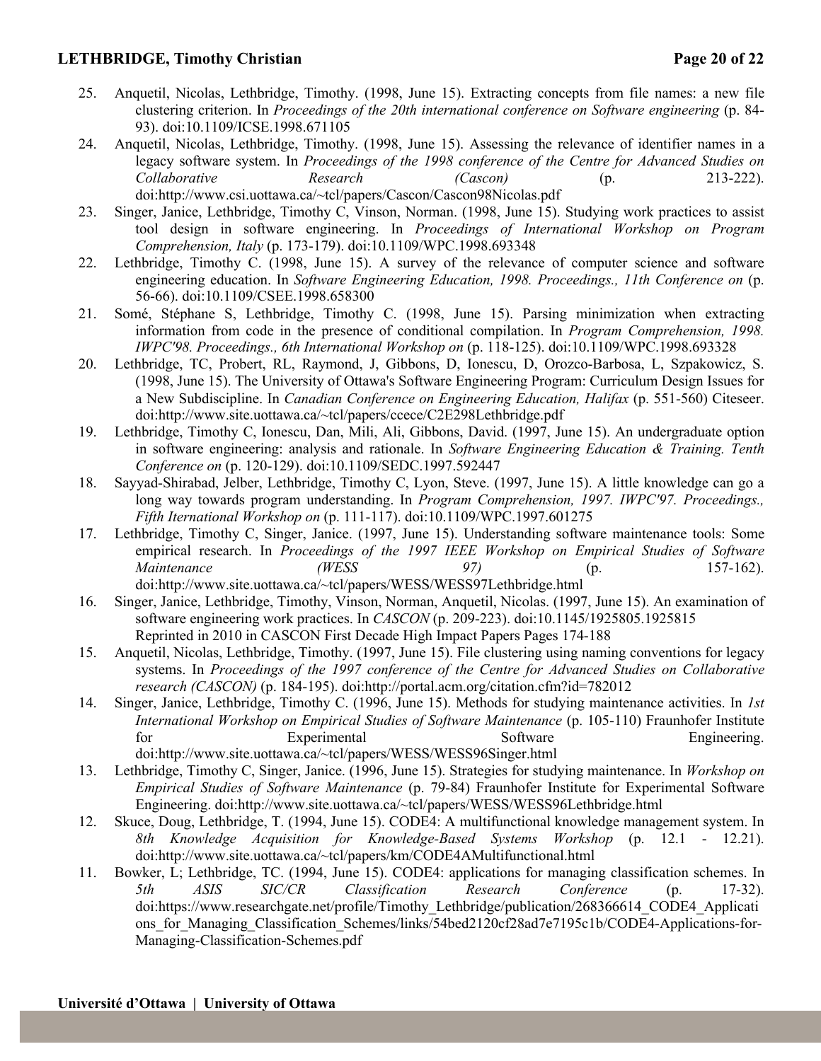25. Anquetil, Nicolas, Lethbridge, Timothy. (1998, June 15). Extracting concepts from file names: a new file clustering criterion. In *Proceedings of the 20th international conference on Software engineering* (p. 84-93). doi:10.1109/ICSE.1998.671105
24. Anquetil, Nicolas, Lethbridge, Timothy. (1998, June 15). Assessing the relevance of identifier names in a legacy software system. In *Proceedings of the 1998 conference of the Centre for Advanced Studies on Collaborative Research (Cascon)* (p. 213-222). doi:http://www.csi.uottawa.ca/~tcl/papers/Cascon/Cascon98Nicolas.pdf
23. Singer, Janice, Lethbridge, Timothy C, Vinson, Norman. (1998, June 15). Studying work practices to assist tool design in software engineering. In *Proceedings of International Workshop on Program Comprehension, Italy* (p. 173-179). doi:10.1109/WPC.1998.693348
22. Lethbridge, Timothy C. (1998, June 15). A survey of the relevance of computer science and software engineering education. In *Software Engineering Education, 1998. Proceedings., 11th Conference on* (p. 56-66). doi:10.1109/CSEE.1998.658300
21. Somé, Stéphane S, Lethbridge, Timothy C. (1998, June 15). Parsing minimization when extracting information from code in the presence of conditional compilation. In *Program Comprehension, 1998. IWPC'98. Proceedings., 6th International Workshop on* (p. 118-125). doi:10.1109/WPC.1998.693328
20. Lethbridge, TC, Probert, RL, Raymond, J, Gibbons, D, Ionescu, D, Orozco-Barbosa, L, Szpakowicz, S. (1998, June 15). The University of Ottawa's Software Engineering Program: Curriculum Design Issues for a New Subdiscipline. In *Canadian Conference on Engineering Education, Halifax* (p. 551-560) Citeseer. doi:http://www.site.uottawa.ca/~tcl/papers/ccece/C2E298Lethbridge.pdf
19. Lethbridge, Timothy C, Ionescu, Dan, Mili, Ali, Gibbons, David. (1997, June 15). An undergraduate option in software engineering: analysis and rationale. In *Software Engineering Education & Training. Tenth Conference on* (p. 120-129). doi:10.1109/SEDC.1997.592447
18. Sayyad-Shirabad, Jelber, Lethbridge, Timothy C, Lyon, Steve. (1997, June 15). A little knowledge can go a long way towards program understanding. In *Program Comprehension, 1997. IWPC'97. Proceedings., Fifth Iternational Workshop on* (p. 111-117). doi:10.1109/WPC.1997.601275
17. Lethbridge, Timothy C, Singer, Janice. (1997, June 15). Understanding software maintenance tools: Some empirical research. In *Proceedings of the 1997 IEEE Workshop on Empirical Studies of Software Maintenance (WESS 97)* (p. 157-162). doi:http://www.site.uottawa.ca/~tcl/papers/WESS/WESS97Lethbridge.html
16. Singer, Janice, Lethbridge, Timothy, Vinson, Norman, Anquetil, Nicolas. (1997, June 15). An examination of software engineering work practices. In *CASCON* (p. 209-223). doi:10.1145/1925805.1925815
    Reprinted in 2010 in CASCON First Decade High Impact Papers Pages 174-188
15. Anquetil, Nicolas, Lethbridge, Timothy. (1997, June 15). File clustering using naming conventions for legacy systems. In *Proceedings of the 1997 conference of the Centre for Advanced Studies on Collaborative research (CASCON)* (p. 184-195). doi:http://portal.acm.org/citation.cfm?id=782012
14. Singer, Janice, Lethbridge, Timothy C. (1996, June 15). Methods for studying maintenance activities. In *1st International Workshop on Empirical Studies of Software Maintenance* (p. 105-110) Fraunhofer Institute for Experimental Software Engineering. doi:http://www.site.uottawa.ca/~tcl/papers/WESS/WESS96Singer.html
13. Lethbridge, Timothy C, Singer, Janice. (1996, June 15). Strategies for studying maintenance. In *Workshop on Empirical Studies of Software Maintenance* (p. 79-84) Fraunhofer Institute for Experimental Software Engineering. doi:http://www.site.uottawa.ca/~tcl/papers/WESS/WESS96Lethbridge.html
12. Skuce, Doug, Lethbridge, T. (1994, June 15). CODE4: A multifunctional knowledge management system. In *8th Knowledge Acquisition for Knowledge-Based Systems Workshop* (p. 12.1 - 12.21). doi:http://www.site.uottawa.ca/~tcl/papers/km/CODE4AMultifunctional.html
11. Bowker, L; Lethbridge, TC. (1994, June 15). CODE4: applications for managing classification schemes. In *5th ASIS SIC/CR Classification Research Conference* (p. 17-32). doi:https://www.researchgate.net/profile/Timothy_Lethbridge/publication/268366614_CODE4_Applications_for_Managing_Classification_Schemes/links/54bed2120cf28ad7e7195c1b/CODE4-Applications-for-Managing-Classification-Schemes.pdf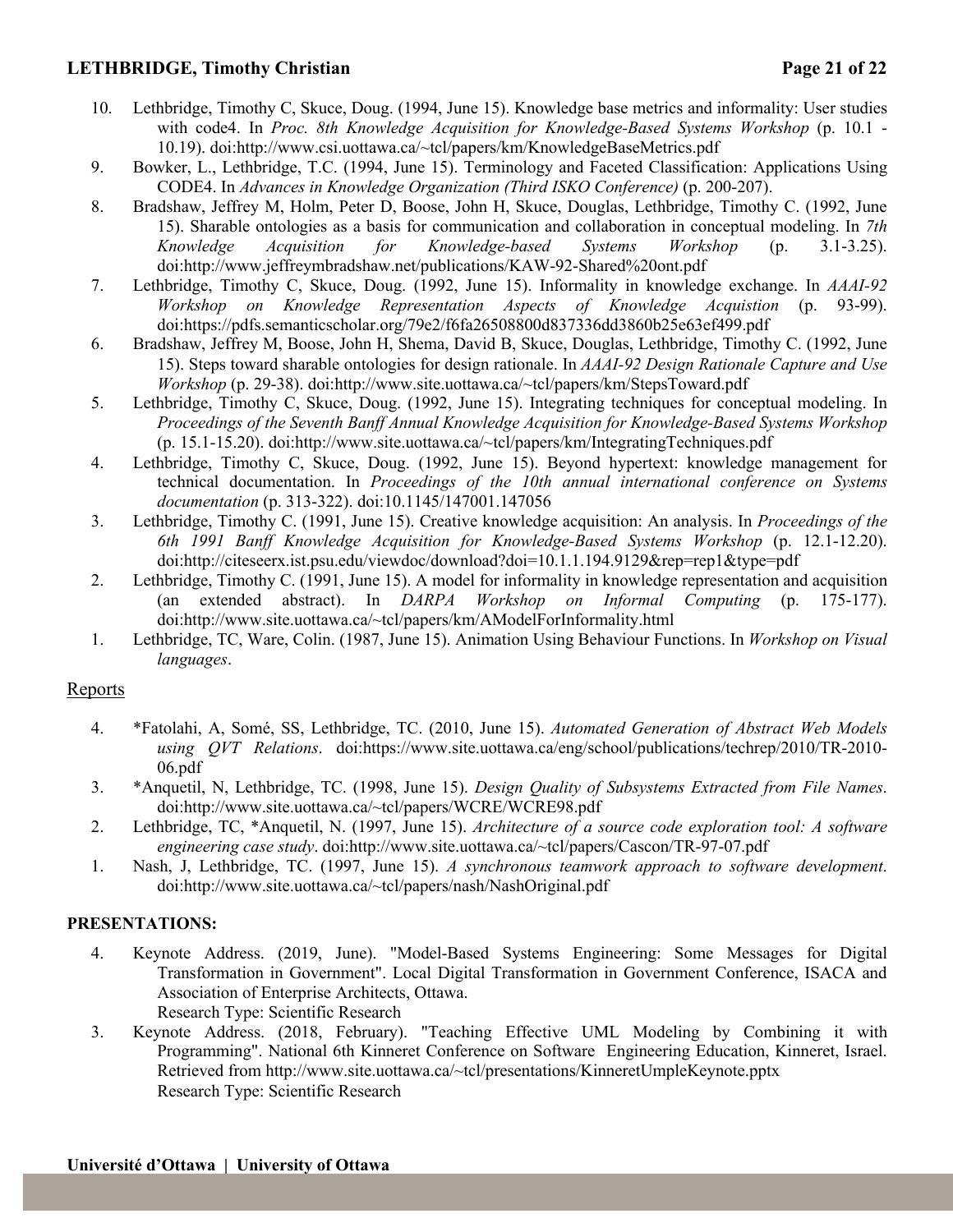10. Lethbridge, Timothy C, Skuce, Doug. (1994, June 15). Knowledge base metrics and informality: User studies with code4. In *Proc. 8th Knowledge Acquisition for Knowledge-Based Systems Workshop* (p. 10.1 - 10.19). doi:http://www.csi.uottawa.ca/~tcl/papers/km/KnowledgeBaseMetrics.pdf
9. Bowker, L., Lethbridge, T.C. (1994, June 15). Terminology and Faceted Classification: Applications Using CODE4. In *Advances in Knowledge Organization (Third ISKO Conference)* (p. 200-207).
8. Bradshaw, Jeffrey M, Holm, Peter D, Boose, John H, Skuce, Douglas, Lethbridge, Timothy C. (1992, June 15). Sharable ontologies as a basis for communication and collaboration in conceptual modeling. In *7th Knowledge Acquisition for Knowledge-based Systems Workshop* (p. 3.1-3.25). doi:http://www.jeffreymbradshaw.net/publications/KAW-92-Shared%20ont.pdf
7. Lethbridge, Timothy C, Skuce, Doug. (1992, June 15). Informality in knowledge exchange. In *AAAI-92 Workshop on Knowledge Representation Aspects of Knowledge Acquistion* (p. 93-99). doi:https://pdfs.semanticscholar.org/79e2/f6fa26508800d837336dd3860b25e63ef499.pdf
6. Bradshaw, Jeffrey M, Boose, John H, Shema, David B, Skuce, Douglas, Lethbridge, Timothy C. (1992, June 15). Steps toward sharable ontologies for design rationale. In *AAAI-92 Design Rationale Capture and Use Workshop* (p. 29-38). doi:http://www.site.uottawa.ca/~tcl/papers/km/StepsToward.pdf
5. Lethbridge, Timothy C, Skuce, Doug. (1992, June 15). Integrating techniques for conceptual modeling. In *Proceedings of the Seventh Banff Annual Knowledge Acquisition for Knowledge-Based Systems Workshop* (p. 15.1-15.20). doi:http://www.site.uottawa.ca/~tcl/papers/km/IntegratingTechniques.pdf
4. Lethbridge, Timothy C, Skuce, Doug. (1992, June 15). Beyond hypertext: knowledge management for technical documentation. In *Proceedings of the 10th annual international conference on Systems documentation* (p. 313-322). doi:10.1145/147001.147056
3. Lethbridge, Timothy C. (1991, June 15). Creative knowledge acquisition: An analysis. In *Proceedings of the 6th 1991 Banff Knowledge Acquisition for Knowledge-Based Systems Workshop* (p. 12.1-12.20). doi:http://citeseerx.ist.psu.edu/viewdoc/download?doi=10.1.1.194.9129&rep=rep1&type=pdf
2. Lethbridge, Timothy C. (1991, June 15). A model for informality in knowledge representation and acquisition (an extended abstract). In *DARPA Workshop on Informal Computing* (p. 175-177). doi:http://www.site.uottawa.ca/~tcl/papers/km/AModelForInformality.html
1. Lethbridge, TC, Ware, Colin. (1987, June 15). Animation Using Behaviour Functions. In *Workshop on Visual languages*.

## Reports

4. *Fatolahi, A, Somé, SS, Lethbridge, TC. (2010, June 15). *Automated Generation of Abstract Web Models using QVT Relations*. doi:https://www.site.uottawa.ca/eng/school/publications/techrep/2010/TR-2010-06.pdf
3. *Anquetil, N, Lethbridge, TC. (1998, June 15). *Design Quality of Subsystems Extracted from File Names*. doi:http://www.site.uottawa.ca/~tcl/papers/WCRE/WCRE98.pdf
2. Lethbridge, TC, *Anquetil, N. (1997, June 15). *Architecture of a source code exploration tool: A software engineering case study*. doi:http://www.site.uottawa.ca/~tcl/papers/Cascon/TR-97-07.pdf
1. Nash, J, Lethbridge, TC. (1997, June 15). *A synchronous teamwork approach to software development*. doi:http://www.site.uottawa.ca/~tcl/papers/nash/NashOriginal.pdf

## PRESENTATIONS:

4. Keynote Address. (2019, June). "Model-Based Systems Engineering: Some Messages for Digital Transformation in Government". Local Digital Transformation in Government Conference, ISACA and Association of Enterprise Architects, Ottawa.
   Research Type: Scientific Research
3. Keynote Address. (2018, February). "Teaching Effective UML Modeling by Combining it with Programming". National 6th Kinneret Conference on Software Engineering Education, Kinneret, Israel. Retrieved from http://www.site.uottawa.ca/~tcl/presentations/KinneretUmpleKeynote.pptx
   Research Type: Scientific Research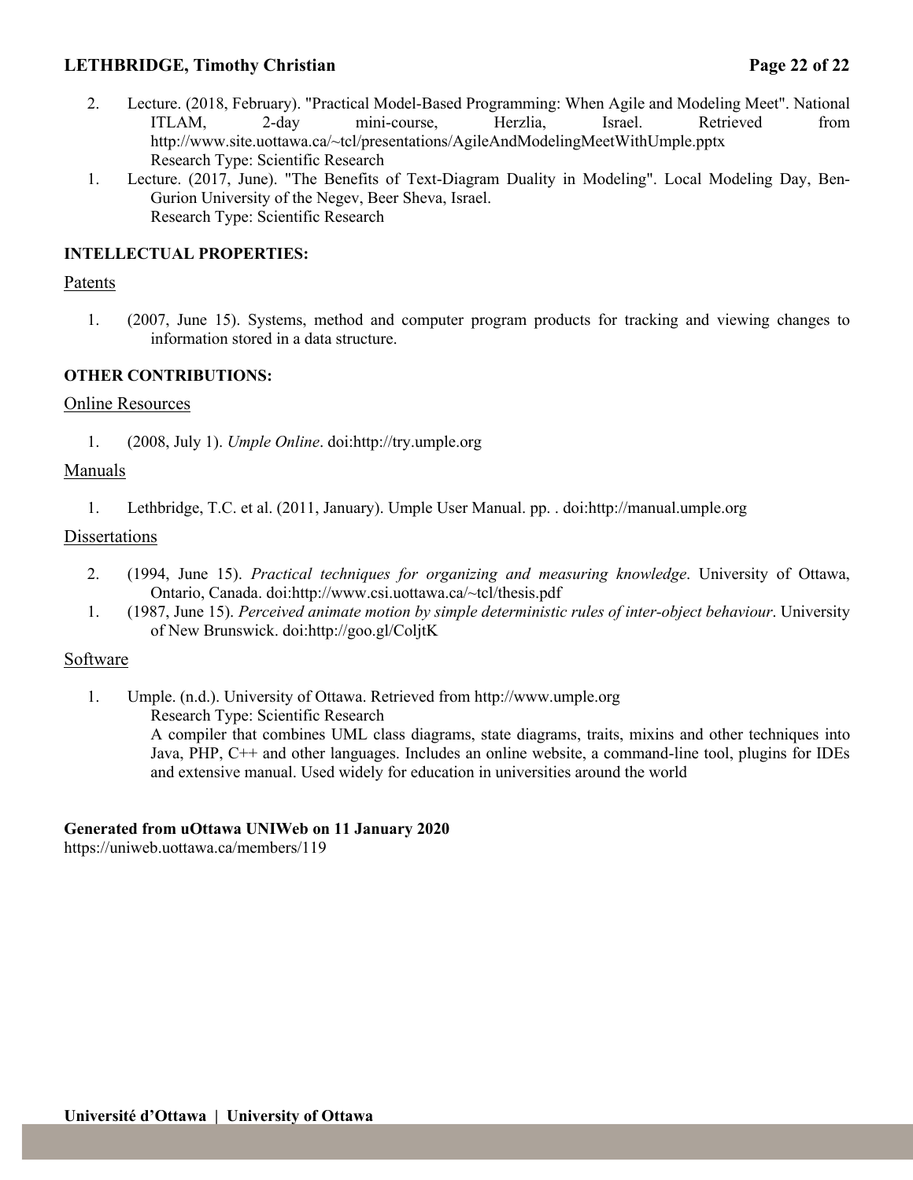2. Lecture. (2018, February). "Practical Model-Based Programming: When Agile and Modeling Meet". National ITLAM, 2-day mini-course, Herzlia, Israel. Retrieved from http://www.site.uottawa.ca/~tcl/presentations/AgileAndModelingMeetWithUmple.pptx
   Research Type: Scientific Research
1. Lecture. (2017, June). "The Benefits of Text-Diagram Duality in Modeling". Local Modeling Day, Ben-Gurion University of the Negev, Beer Sheva, Israel.
   Research Type: Scientific Research

**INTELLECTUAL PROPERTIES:**

Patents

1. (2007, June 15). Systems, method and computer program products for tracking and viewing changes to information stored in a data structure.

**OTHER CONTRIBUTIONS:**

Online Resources

1. (2008, July 1). *Umple Online*. doi:http://try.umple.org

Manuals

1. Lethbridge, T.C. et al. (2011, January). Umple User Manual. pp. . doi:http://manual.umple.org

Dissertations

2. (1994, June 15). *Practical techniques for organizing and measuring knowledge*. University of Ottawa, Ontario, Canada. doi:http://www.csi.uottawa.ca/~tcl/thesis.pdf
1. (1987, June 15). *Perceived animate motion by simple deterministic rules of inter-object behaviour*. University of New Brunswick. doi:http://goo.gl/ColjtK

Software

1. Umple. (n.d.). University of Ottawa. Retrieved from http://www.umple.org
   Research Type: Scientific Research
   A compiler that combines UML class diagrams, state diagrams, traits, mixins and other techniques into Java, PHP, C++ and other languages. Includes an online website, a command-line tool, plugins for IDEs and extensive manual. Used widely for education in universities around the world

**Generated from uOttawa UNIWeb on 11 January 2020**
https://uniweb.uottawa.ca/members/119